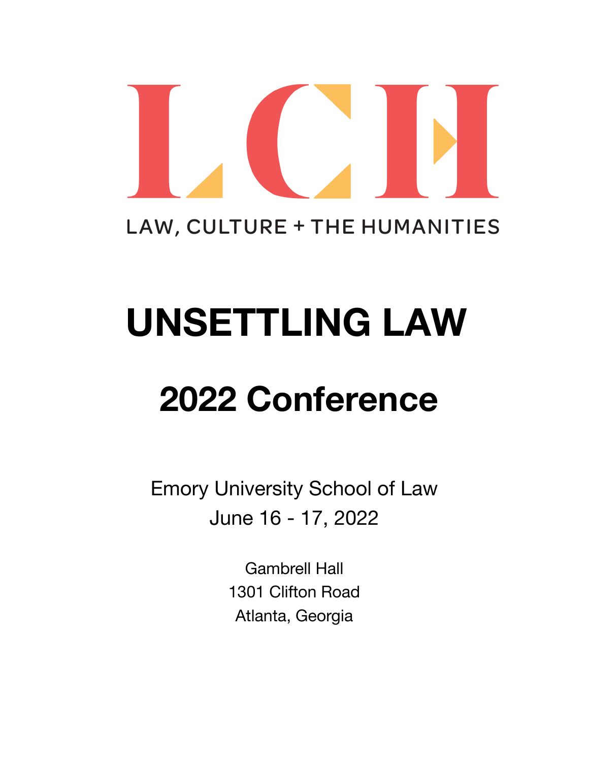LCH

LAW, CULTURE + THE HUMANITIES

# UNSETTLING LAW

## 2022 Conference

Emory University School of Law
June 16 - 17, 2022

Gambrell Hall
1301 Clifton Road
Atlanta, Georgia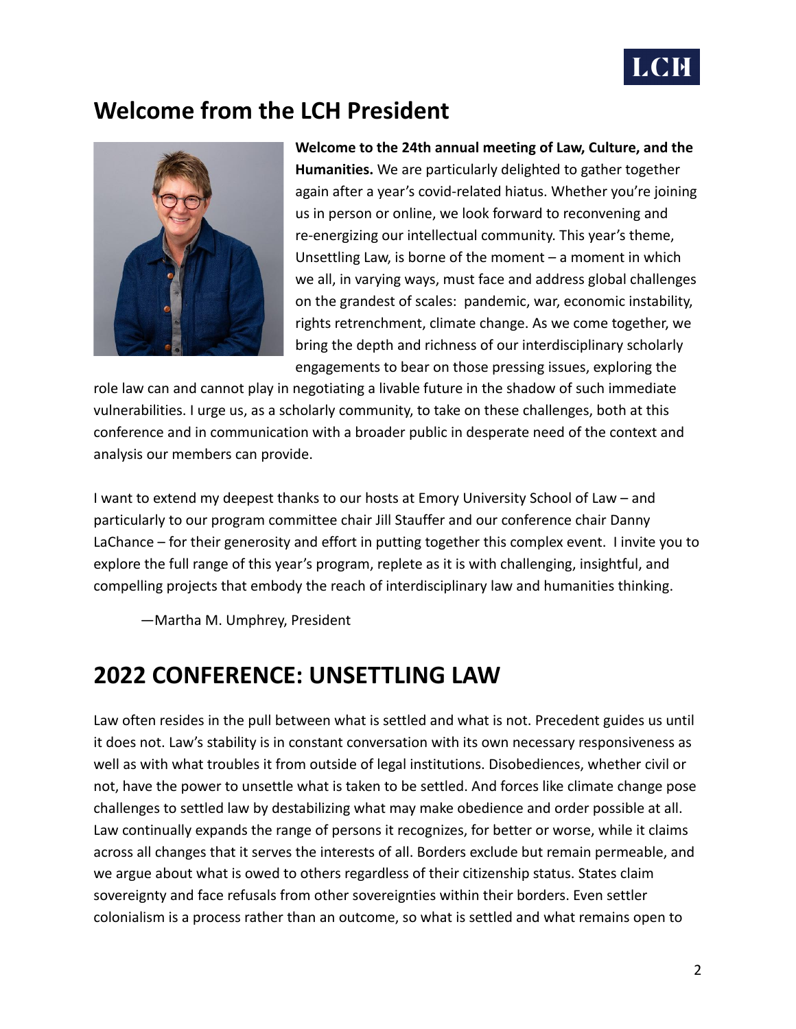## Welcome from the LCH President

**Welcome to the 24th annual meeting of Law, Culture, and the Humanities.** We are particularly delighted to gather together again after a year's covid-related hiatus. Whether you're joining us in person or online, we look forward to reconvening and re-energizing our intellectual community. This year's theme, Unsettling Law, is borne of the moment – a moment in which we all, in varying ways, must face and address global challenges on the grandest of scales: pandemic, war, economic instability, rights retrenchment, climate change. As we come together, we bring the depth and richness of our interdisciplinary scholarly engagements to bear on those pressing issues, exploring the role law can and cannot play in negotiating a livable future in the shadow of such immediate vulnerabilities. I urge us, as a scholarly community, to take on these challenges, both at this conference and in communication with a broader public in desperate need of the context and analysis our members can provide.

I want to extend my deepest thanks to our hosts at Emory University School of Law – and particularly to our program committee chair Jill Stauffer and our conference chair Danny LaChance – for their generosity and effort in putting together this complex event. I invite you to explore the full range of this year's program, replete as it is with challenging, insightful, and compelling projects that embody the reach of interdisciplinary law and humanities thinking.

—Martha M. Umphrey, President

# 2022 CONFERENCE: UNSETTLING LAW

Law often resides in the pull between what is settled and what is not. Precedent guides us until it does not. Law's stability is in constant conversation with its own necessary responsiveness as well as with what troubles it from outside of legal institutions. Disobediences, whether civil or not, have the power to unsettle what is taken to be settled. And forces like climate change pose challenges to settled law by destabilizing what may make obedience and order possible at all. Law continually expands the range of persons it recognizes, for better or worse, while it claims across all changes that it serves the interests of all. Borders exclude but remain permeable, and we argue about what is owed to others regardless of their citizenship status. States claim sovereignty and face refusals from other sovereignties within their borders. Even settler colonialism is a process rather than an outcome, so what is settled and what remains open to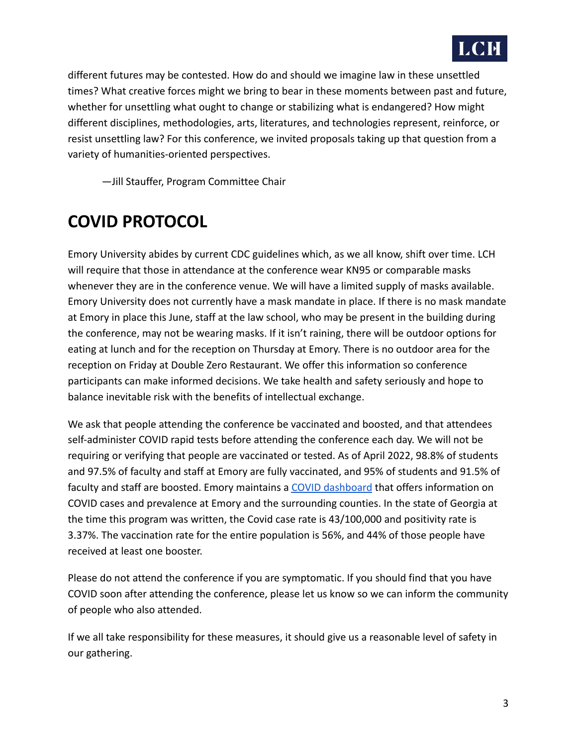different futures may be contested. How do and should we imagine law in these unsettled times? What creative forces might we bring to bear in these moments between past and future, whether for unsettling what ought to change or stabilizing what is endangered? How might different disciplines, methodologies, arts, literatures, and technologies represent, reinforce, or resist unsettling law? For this conference, we invited proposals taking up that question from a variety of humanities-oriented perspectives.

—Jill Stauffer, Program Committee Chair

## COVID PROTOCOL

Emory University abides by current CDC guidelines which, as we all know, shift over time. LCH will require that those in attendance at the conference wear KN95 or comparable masks whenever they are in the conference venue. We will have a limited supply of masks available. Emory University does not currently have a mask mandate in place. If there is no mask mandate at Emory in place this June, staff at the law school, who may be present in the building during the conference, may not be wearing masks. If it isn't raining, there will be outdoor options for eating at lunch and for the reception on Thursday at Emory. There is no outdoor area for the reception on Friday at Double Zero Restaurant. We offer this information so conference participants can make informed decisions. We take health and safety seriously and hope to balance inevitable risk with the benefits of intellectual exchange.

We ask that people attending the conference be vaccinated and boosted, and that attendees self-administer COVID rapid tests before attending the conference each day. We will not be requiring or verifying that people are vaccinated or tested. As of April 2022, 98.8% of students and 97.5% of faculty and staff at Emory are fully vaccinated, and 95% of students and 91.5% of faculty and staff are boosted. Emory maintains a COVID dashboard that offers information on COVID cases and prevalence at Emory and the surrounding counties. In the state of Georgia at the time this program was written, the Covid case rate is 43/100,000 and positivity rate is 3.37%. The vaccination rate for the entire population is 56%, and 44% of those people have received at least one booster.

Please do not attend the conference if you are symptomatic. If you should find that you have COVID soon after attending the conference, please let us know so we can inform the community of people who also attended.

If we all take responsibility for these measures, it should give us a reasonable level of safety in our gathering.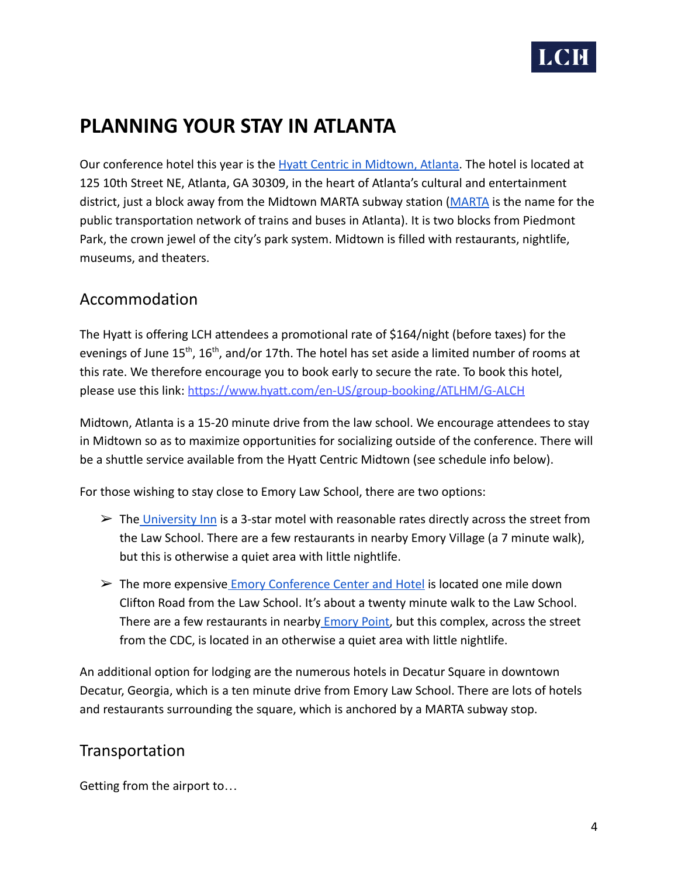# PLANNING YOUR STAY IN ATLANTA

Our conference hotel this year is the Hyatt Centric in Midtown, Atlanta. The hotel is located at 125 10th Street NE, Atlanta, GA 30309, in the heart of Atlanta's cultural and entertainment district, just a block away from the Midtown MARTA subway station (MARTA is the name for the public transportation network of trains and buses in Atlanta). It is two blocks from Piedmont Park, the crown jewel of the city's park system. Midtown is filled with restaurants, nightlife, museums, and theaters.

## Accommodation

The Hyatt is offering LCH attendees a promotional rate of $164/night (before taxes) for the evenings of June 15th, 16th, and/or 17th. The hotel has set aside a limited number of rooms at this rate. We therefore encourage you to book early to secure the rate. To book this hotel, please use this link: https://www.hyatt.com/en-US/group-booking/ATLHM/G-ALCH

Midtown, Atlanta is a 15-20 minute drive from the law school. We encourage attendees to stay in Midtown so as to maximize opportunities for socializing outside of the conference. There will be a shuttle service available from the Hyatt Centric Midtown (see schedule info below).

For those wishing to stay close to Emory Law School, there are two options:

- The University Inn is a 3-star motel with reasonable rates directly across the street from the Law School. There are a few restaurants in nearby Emory Village (a 7 minute walk), but this is otherwise a quiet area with little nightlife.
- The more expensive Emory Conference Center and Hotel is located one mile down Clifton Road from the Law School. It's about a twenty minute walk to the Law School. There are a few restaurants in nearby Emory Point, but this complex, across the street from the CDC, is located in an otherwise a quiet area with little nightlife.

An additional option for lodging are the numerous hotels in Decatur Square in downtown Decatur, Georgia, which is a ten minute drive from Emory Law School. There are lots of hotels and restaurants surrounding the square, which is anchored by a MARTA subway stop.

## Transportation

Getting from the airport to…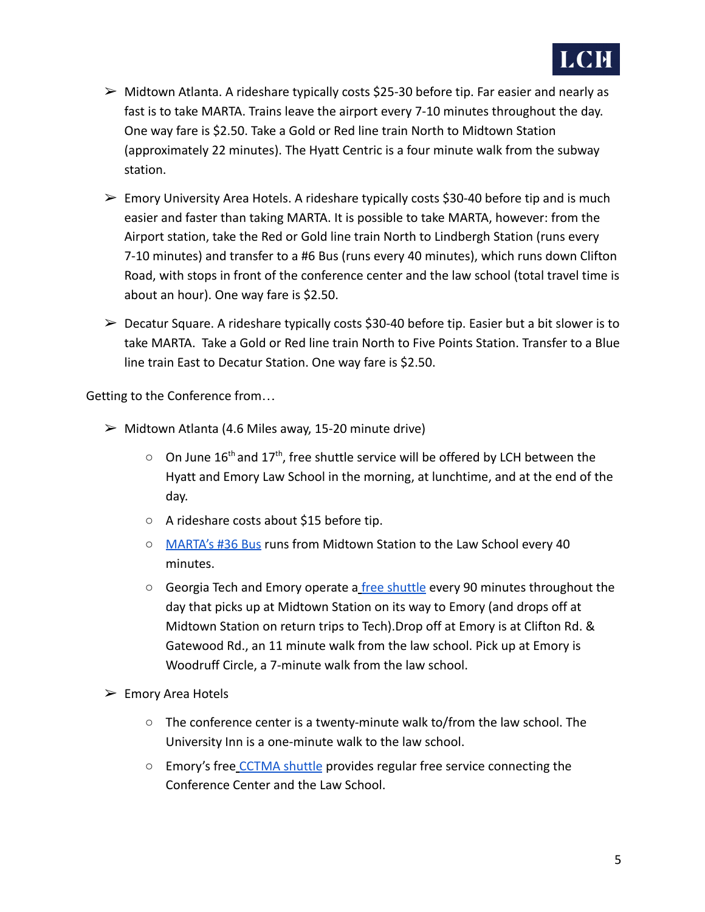- Midtown Atlanta. A rideshare typically costs $25-30 before tip. Far easier and nearly as fast is to take MARTA. Trains leave the airport every 7-10 minutes throughout the day. One way fare is $2.50. Take a Gold or Red line train North to Midtown Station (approximately 22 minutes). The Hyatt Centric is a four minute walk from the subway station.

- Emory University Area Hotels. A rideshare typically costs $30-40 before tip and is much easier and faster than taking MARTA. It is possible to take MARTA, however: from the Airport station, take the Red or Gold line train North to Lindbergh Station (runs every 7-10 minutes) and transfer to a #6 Bus (runs every 40 minutes), which runs down Clifton Road, with stops in front of the conference center and the law school (total travel time is about an hour). One way fare is $2.50.

- Decatur Square. A rideshare typically costs $30-40 before tip. Easier but a bit slower is to take MARTA. Take a Gold or Red line train North to Five Points Station. Transfer to a Blue line train East to Decatur Station. One way fare is $2.50.

Getting to the Conference from…

- Midtown Atlanta (4.6 Miles away, 15-20 minute drive)
  - On June 16th and 17th, free shuttle service will be offered by LCH between the Hyatt and Emory Law School in the morning, at lunchtime, and at the end of the day.
  - A rideshare costs about $15 before tip.
  - MARTA's #36 Bus runs from Midtown Station to the Law School every 40 minutes.
  - Georgia Tech and Emory operate a free shuttle every 90 minutes throughout the day that picks up at Midtown Station on its way to Emory (and drops off at Midtown Station on return trips to Tech).Drop off at Emory is at Clifton Rd. & Gatewood Rd., an 11 minute walk from the law school. Pick up at Emory is Woodruff Circle, a 7-minute walk from the law school.

- Emory Area Hotels
  - The conference center is a twenty-minute walk to/from the law school. The University Inn is a one-minute walk to the law school.
  - Emory's free CCTMA shuttle provides regular free service connecting the Conference Center and the Law School.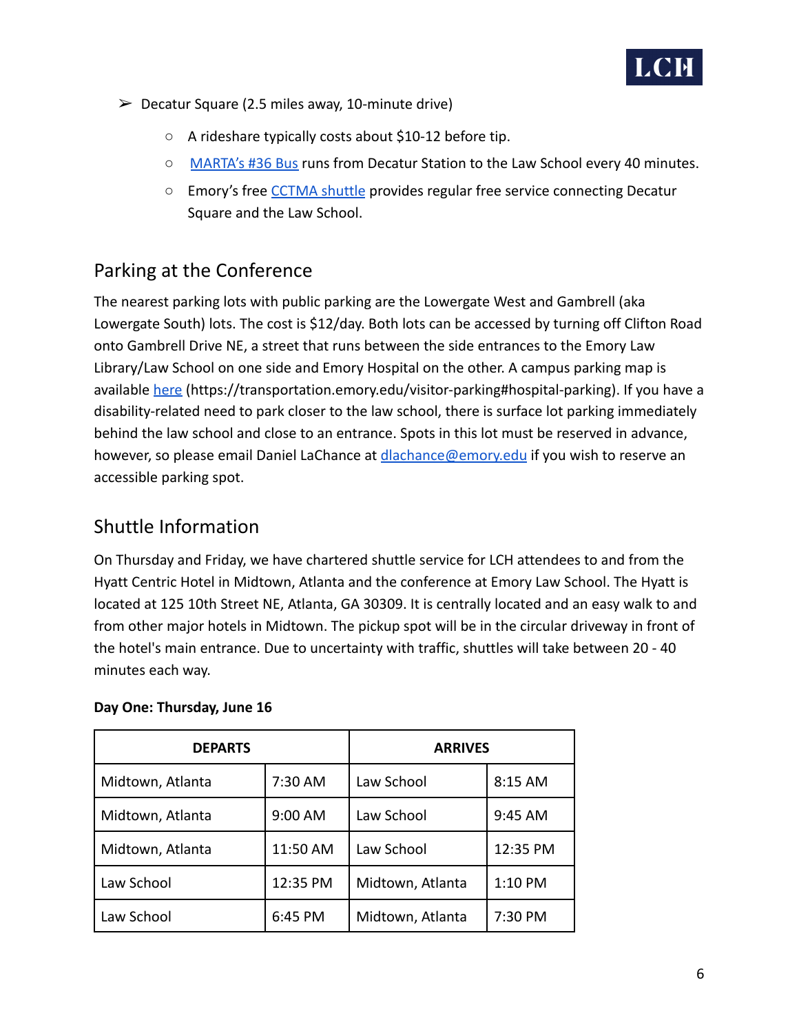- Decatur Square (2.5 miles away, 10-minute drive)
  - A rideshare typically costs about $10-12 before tip.
  - MARTA's #36 Bus runs from Decatur Station to the Law School every 40 minutes.
  - Emory's free CCTMA shuttle provides regular free service connecting Decatur Square and the Law School.

## Parking at the Conference

The nearest parking lots with public parking are the Lowergate West and Gambrell (aka Lowergate South) lots. The cost is $12/day. Both lots can be accessed by turning off Clifton Road onto Gambrell Drive NE, a street that runs between the side entrances to the Emory Law Library/Law School on one side and Emory Hospital on the other. A campus parking map is available here (https://transportation.emory.edu/visitor-parking#hospital-parking). If you have a disability-related need to park closer to the law school, there is surface lot parking immediately behind the law school and close to an entrance. Spots in this lot must be reserved in advance, however, so please email Daniel LaChance at dlachance@emory.edu if you wish to reserve an accessible parking spot.

## Shuttle Information

On Thursday and Friday, we have chartered shuttle service for LCH attendees to and from the Hyatt Centric Hotel in Midtown, Atlanta and the conference at Emory Law School. The Hyatt is located at 125 10th Street NE, Atlanta, GA 30309. It is centrally located and an easy walk to and from other major hotels in Midtown. The pickup spot will be in the circular driveway in front of the hotel's main entrance. Due to uncertainty with traffic, shuttles will take between 20 - 40 minutes each way.

**Day One: Thursday, June 16**

| DEPARTS | | ARRIVES | |
|---|---|---|---|
| Midtown, Atlanta | 7:30 AM | Law School | 8:15 AM |
| Midtown, Atlanta | 9:00 AM | Law School | 9:45 AM |
| Midtown, Atlanta | 11:50 AM | Law School | 12:35 PM |
| Law School | 12:35 PM | Midtown, Atlanta | 1:10 PM |
| Law School | 6:45 PM | Midtown, Atlanta | 7:30 PM |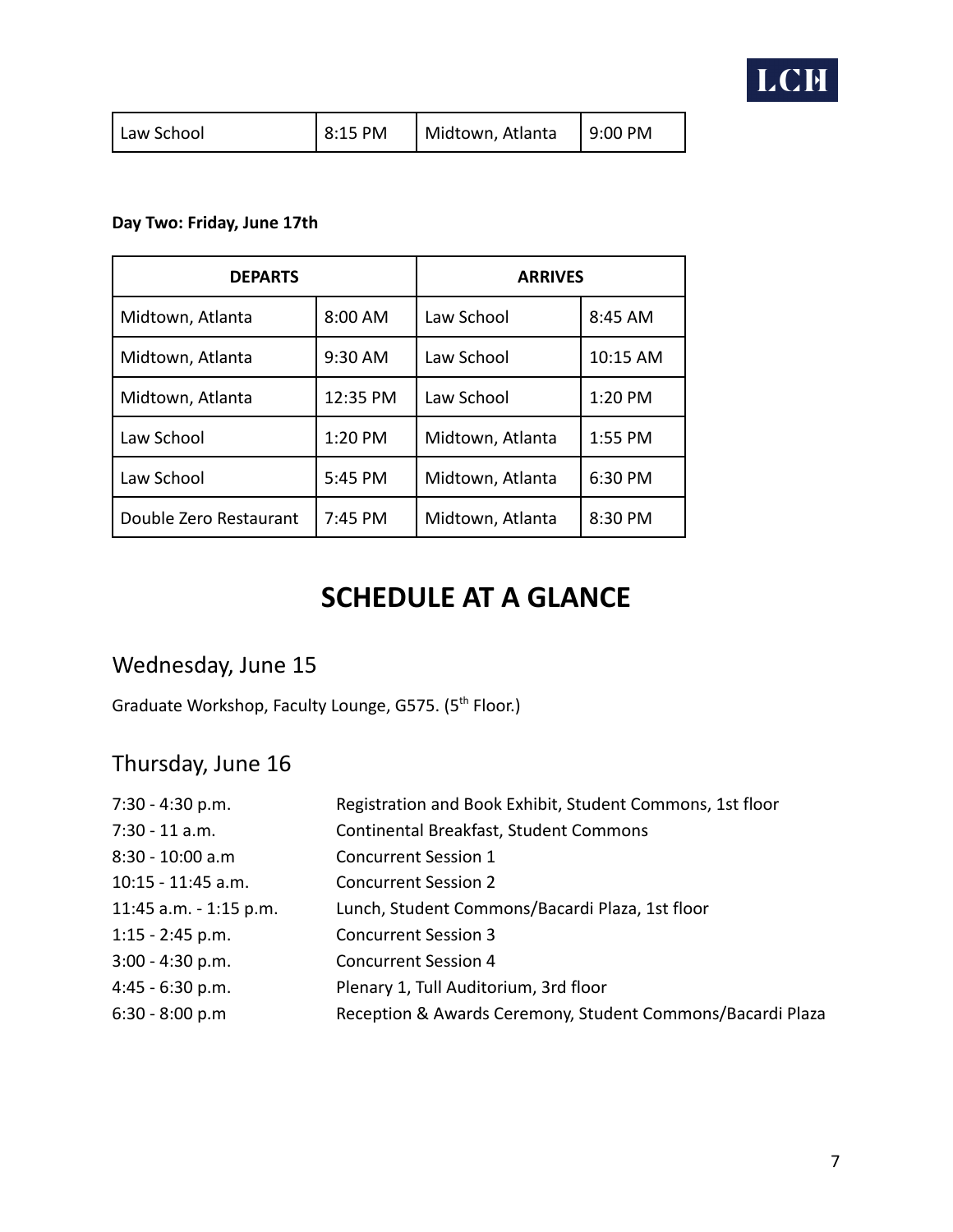| Law School | 8:15 PM | Midtown, Atlanta | 9:00 PM |
|---|---|---|---|

**Day Two: Friday, June 17th**

| DEPARTS | | ARRIVES | |
|---|---|---|---|
| Midtown, Atlanta | 8:00 AM | Law School | 8:45 AM |
| Midtown, Atlanta | 9:30 AM | Law School | 10:15 AM |
| Midtown, Atlanta | 12:35 PM | Law School | 1:20 PM |
| Law School | 1:20 PM | Midtown, Atlanta | 1:55 PM |
| Law School | 5:45 PM | Midtown, Atlanta | 6:30 PM |
| Double Zero Restaurant | 7:45 PM | Midtown, Atlanta | 8:30 PM |

# SCHEDULE AT A GLANCE

## Wednesday, June 15

Graduate Workshop, Faculty Lounge, G575. (5th Floor.)

## Thursday, June 16

| | |
|---|---|
| 7:30 - 4:30 p.m. | Registration and Book Exhibit, Student Commons, 1st floor |
| 7:30 - 11 a.m. | Continental Breakfast, Student Commons |
| 8:30 - 10:00 a.m | Concurrent Session 1 |
| 10:15 - 11:45 a.m. | Concurrent Session 2 |
| 11:45 a.m. - 1:15 p.m. | Lunch, Student Commons/Bacardi Plaza, 1st floor |
| 1:15 - 2:45 p.m. | Concurrent Session 3 |
| 3:00 - 4:30 p.m. | Concurrent Session 4 |
| 4:45 - 6:30 p.m. | Plenary 1, Tull Auditorium, 3rd floor |
| 6:30 - 8:00 p.m | Reception & Awards Ceremony, Student Commons/Bacardi Plaza |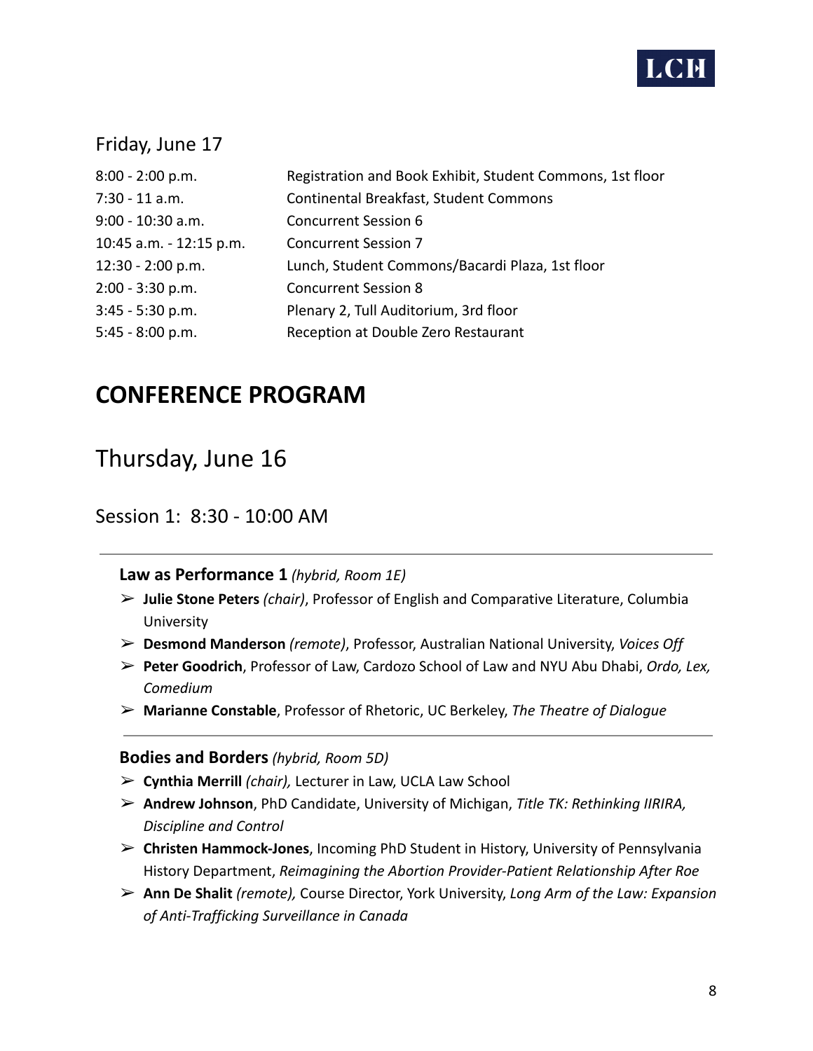Friday, June 17

| | |
|---|---|
| 8:00 - 2:00 p.m. | Registration and Book Exhibit, Student Commons, 1st floor |
| 7:30 - 11 a.m. | Continental Breakfast, Student Commons |
| 9:00 - 10:30 a.m. | Concurrent Session 6 |
| 10:45 a.m. - 12:15 p.m. | Concurrent Session 7 |
| 12:30 - 2:00 p.m. | Lunch, Student Commons/Bacardi Plaza, 1st floor |
| 2:00 - 3:30 p.m. | Concurrent Session 8 |
| 3:45 - 5:30 p.m. | Plenary 2, Tull Auditorium, 3rd floor |
| 5:45 - 8:00 p.m. | Reception at Double Zero Restaurant |

# CONFERENCE PROGRAM

## Thursday, June 16

### Session 1: 8:30 - 10:00 AM

---

**Law as Performance 1** *(hybrid, Room 1E)*

- **Julie Stone Peters** *(chair)*, Professor of English and Comparative Literature, Columbia University
- **Desmond Manderson** *(remote)*, Professor, Australian National University, *Voices Off*
- **Peter Goodrich**, Professor of Law, Cardozo School of Law and NYU Abu Dhabi, *Ordo, Lex, Comedium*
- **Marianne Constable**, Professor of Rhetoric, UC Berkeley, *The Theatre of Dialogue*

---

**Bodies and Borders** *(hybrid, Room 5D)*

- **Cynthia Merrill** *(chair),* Lecturer in Law, UCLA Law School
- **Andrew Johnson**, PhD Candidate, University of Michigan, *Title TK: Rethinking IIRIRA, Discipline and Control*
- **Christen Hammock-Jones**, Incoming PhD Student in History, University of Pennsylvania History Department, *Reimagining the Abortion Provider-Patient Relationship After Roe*
- **Ann De Shalit** *(remote),* Course Director, York University, *Long Arm of the Law: Expansion of Anti-Trafficking Surveillance in Canada*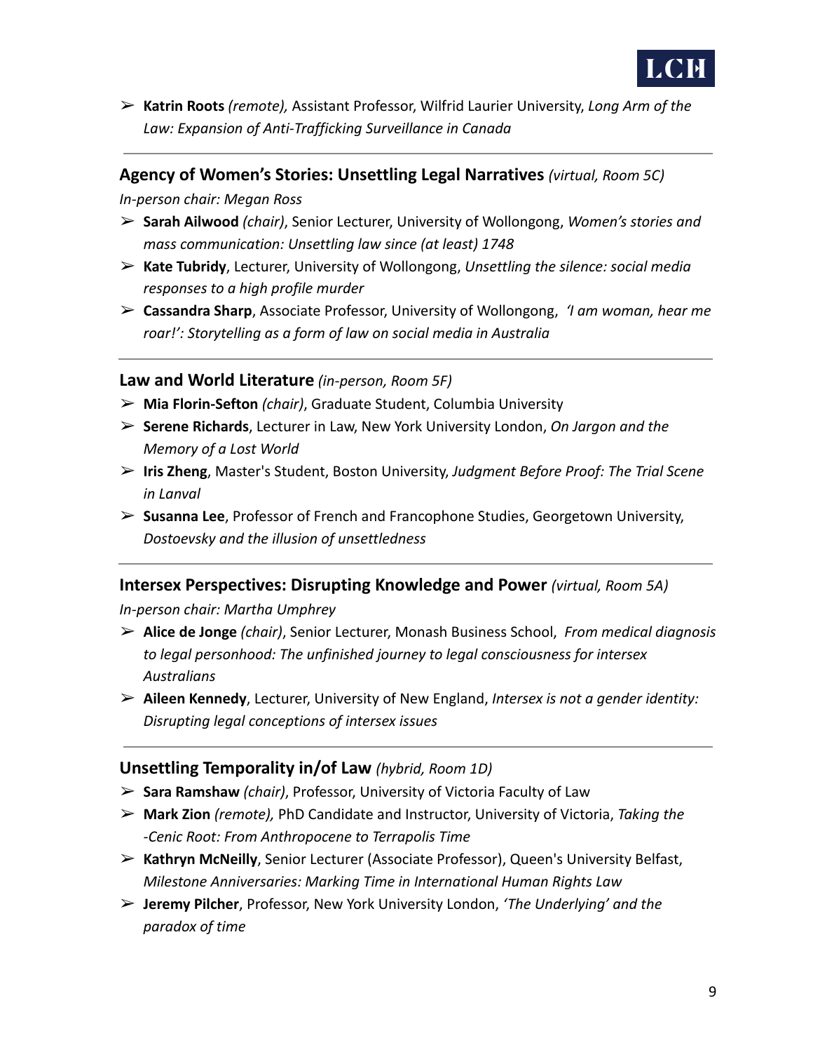- **Katrin Roots** *(remote),* Assistant Professor, Wilfrid Laurier University, *Long Arm of the Law: Expansion of Anti-Trafficking Surveillance in Canada*

---

### Agency of Women's Stories: Unsettling Legal Narratives *(virtual, Room 5C)*

*In-person chair: Megan Ross*

- **Sarah Ailwood** *(chair)*, Senior Lecturer, University of Wollongong, *Women's stories and mass communication: Unsettling law since (at least) 1748*
- **Kate Tubridy**, Lecturer, University of Wollongong, *Unsettling the silence: social media responses to a high profile murder*
- **Cassandra Sharp**, Associate Professor, University of Wollongong, *'I am woman, hear me roar!': Storytelling as a form of law on social media in Australia*

---

### Law and World Literature *(in-person, Room 5F)*

- **Mia Florin-Sefton** *(chair)*, Graduate Student, Columbia University
- **Serene Richards**, Lecturer in Law, New York University London, *On Jargon and the Memory of a Lost World*
- **Iris Zheng**, Master's Student, Boston University, *Judgment Before Proof: The Trial Scene in Lanval*
- **Susanna Lee**, Professor of French and Francophone Studies, Georgetown University, *Dostoevsky and the illusion of unsettledness*

---

### Intersex Perspectives: Disrupting Knowledge and Power *(virtual, Room 5A)*

*In-person chair: Martha Umphrey*

- **Alice de Jonge** *(chair)*, Senior Lecturer, Monash Business School, *From medical diagnosis to legal personhood: The unfinished journey to legal consciousness for intersex Australians*
- **Aileen Kennedy**, Lecturer, University of New England, *Intersex is not a gender identity: Disrupting legal conceptions of intersex issues*

---

### Unsettling Temporality in/of Law *(hybrid, Room 1D)*

- **Sara Ramshaw** *(chair)*, Professor, University of Victoria Faculty of Law
- **Mark Zion** *(remote),* PhD Candidate and Instructor, University of Victoria, *Taking the -Cenic Root: From Anthropocene to Terrapolis Time*
- **Kathryn McNeilly**, Senior Lecturer (Associate Professor), Queen's University Belfast, *Milestone Anniversaries: Marking Time in International Human Rights Law*
- **Jeremy Pilcher**, Professor, New York University London, *'The Underlying' and the paradox of time*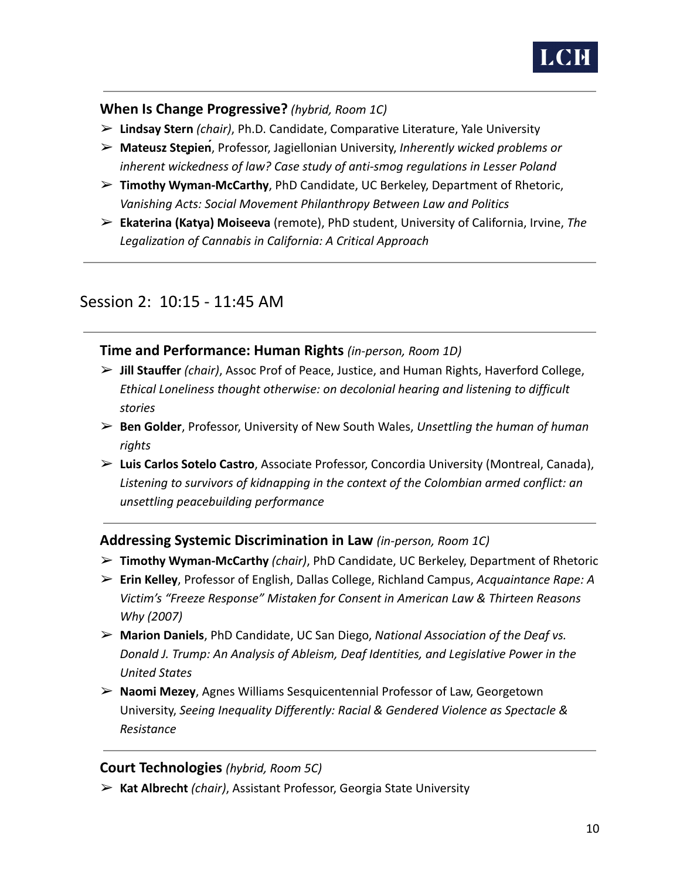**When Is Change Progressive?** *(hybrid, Room 1C)*

- **Lindsay Stern** *(chair)*, Ph.D. Candidate, Comparative Literature, Yale University
- **Mateusz Stępień**, Professor, Jagiellonian University, *Inherently wicked problems or inherent wickedness of law? Case study of anti-smog regulations in Lesser Poland*
- **Timothy Wyman-McCarthy**, PhD Candidate, UC Berkeley, Department of Rhetoric, *Vanishing Acts: Social Movement Philanthropy Between Law and Politics*
- **Ekaterina (Katya) Moiseeva** (remote), PhD student, University of California, Irvine, *The Legalization of Cannabis in California: A Critical Approach*

## Session 2: 10:15 - 11:45 AM

**Time and Performance: Human Rights** *(in-person, Room 1D)*

- **Jill Stauffer** *(chair)*, Assoc Prof of Peace, Justice, and Human Rights, Haverford College, *Ethical Loneliness thought otherwise: on decolonial hearing and listening to difficult stories*
- **Ben Golder**, Professor, University of New South Wales, *Unsettling the human of human rights*
- **Luis Carlos Sotelo Castro**, Associate Professor, Concordia University (Montreal, Canada), *Listening to survivors of kidnapping in the context of the Colombian armed conflict: an unsettling peacebuilding performance*

**Addressing Systemic Discrimination in Law** *(in-person, Room 1C)*

- **Timothy Wyman-McCarthy** *(chair)*, PhD Candidate, UC Berkeley, Department of Rhetoric
- **Erin Kelley**, Professor of English, Dallas College, Richland Campus, *Acquaintance Rape: A Victim's "Freeze Response" Mistaken for Consent in American Law & Thirteen Reasons Why (2007)*
- **Marion Daniels**, PhD Candidate, UC San Diego, *National Association of the Deaf vs. Donald J. Trump: An Analysis of Ableism, Deaf Identities, and Legislative Power in the United States*
- **Naomi Mezey**, Agnes Williams Sesquicentennial Professor of Law, Georgetown University, *Seeing Inequality Differently: Racial & Gendered Violence as Spectacle & Resistance*

**Court Technologies** *(hybrid, Room 5C)*

- **Kat Albrecht** *(chair)*, Assistant Professor, Georgia State University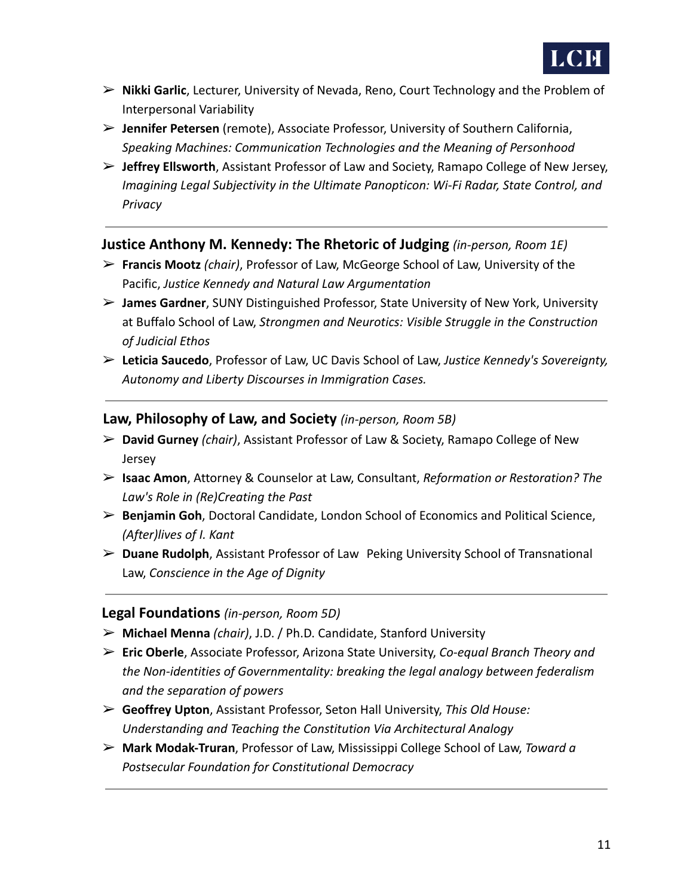- **Nikki Garlic**, Lecturer, University of Nevada, Reno, Court Technology and the Problem of Interpersonal Variability
- **Jennifer Petersen** (remote), Associate Professor, University of Southern California, *Speaking Machines: Communication Technologies and the Meaning of Personhood*
- **Jeffrey Ellsworth**, Assistant Professor of Law and Society, Ramapo College of New Jersey, *Imagining Legal Subjectivity in the Ultimate Panopticon: Wi-Fi Radar, State Control, and Privacy*

---

**Justice Anthony M. Kennedy: The Rhetoric of Judging** *(in-person, Room 1E)*

- **Francis Mootz** *(chair)*, Professor of Law, McGeorge School of Law, University of the Pacific, *Justice Kennedy and Natural Law Argumentation*
- **James Gardner**, SUNY Distinguished Professor, State University of New York, University at Buffalo School of Law, *Strongmen and Neurotics: Visible Struggle in the Construction of Judicial Ethos*
- **Leticia Saucedo**, Professor of Law, UC Davis School of Law, *Justice Kennedy's Sovereignty, Autonomy and Liberty Discourses in Immigration Cases.*

---

**Law, Philosophy of Law, and Society** *(in-person, Room 5B)*

- **David Gurney** *(chair)*, Assistant Professor of Law & Society, Ramapo College of New Jersey
- **Isaac Amon**, Attorney & Counselor at Law, Consultant, *Reformation or Restoration? The Law's Role in (Re)Creating the Past*
- **Benjamin Goh**, Doctoral Candidate, London School of Economics and Political Science, *(After)lives of I. Kant*
- **Duane Rudolph**, Assistant Professor of Law Peking University School of Transnational Law, *Conscience in the Age of Dignity*

---

**Legal Foundations** *(in-person, Room 5D)*

- **Michael Menna** *(chair)*, J.D. / Ph.D. Candidate, Stanford University
- **Eric Oberle**, Associate Professor, Arizona State University, *Co-equal Branch Theory and the Non-identities of Governmentality: breaking the legal analogy between federalism and the separation of powers*
- **Geoffrey Upton**, Assistant Professor, Seton Hall University, *This Old House: Understanding and Teaching the Constitution Via Architectural Analogy*
- **Mark Modak-Truran**, Professor of Law, Mississippi College School of Law, *Toward a Postsecular Foundation for Constitutional Democracy*

---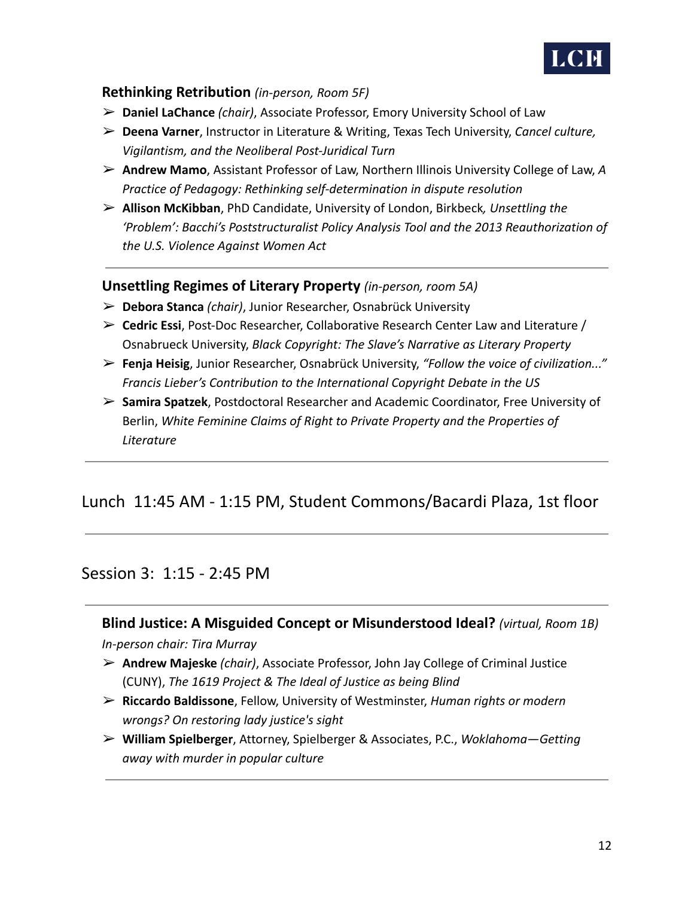### Rethinking Retribution *(in-person, Room 5F)*

- **Daniel LaChance** *(chair)*, Associate Professor, Emory University School of Law
- **Deena Varner**, Instructor in Literature & Writing, Texas Tech University, *Cancel culture, Vigilantism, and the Neoliberal Post-Juridical Turn*
- **Andrew Mamo**, Assistant Professor of Law, Northern Illinois University College of Law, *A Practice of Pedagogy: Rethinking self-determination in dispute resolution*
- **Allison McKibban**, PhD Candidate, University of London, Birkbeck*, Unsettling the 'Problem': Bacchi's Poststructuralist Policy Analysis Tool and the 2013 Reauthorization of the U.S. Violence Against Women Act*

---

### Unsettling Regimes of Literary Property *(in-person, room 5A)*

- **Debora Stanca** *(chair)*, Junior Researcher, Osnabrück University
- **Cedric Essi**, Post-Doc Researcher, Collaborative Research Center Law and Literature / Osnabrueck University, *Black Copyright: The Slave's Narrative as Literary Property*
- **Fenja Heisig**, Junior Researcher, Osnabrück University, *"Follow the voice of civilization..." Francis Lieber's Contribution to the International Copyright Debate in the US*
- **Samira Spatzek**, Postdoctoral Researcher and Academic Coordinator, Free University of Berlin, *White Feminine Claims of Right to Private Property and the Properties of Literature*

---

## Lunch 11:45 AM - 1:15 PM, Student Commons/Bacardi Plaza, 1st floor

---

## Session 3: 1:15 - 2:45 PM

---

### Blind Justice: A Misguided Concept or Misunderstood Ideal? *(virtual, Room 1B)*

*In-person chair: Tira Murray*

- **Andrew Majeske** *(chair)*, Associate Professor, John Jay College of Criminal Justice (CUNY), *The 1619 Project & The Ideal of Justice as being Blind*
- **Riccardo Baldissone**, Fellow, University of Westminster, *Human rights or modern wrongs? On restoring lady justice's sight*
- **William Spielberger**, Attorney, Spielberger & Associates, P.C., *Woklahoma—Getting away with murder in popular culture*

---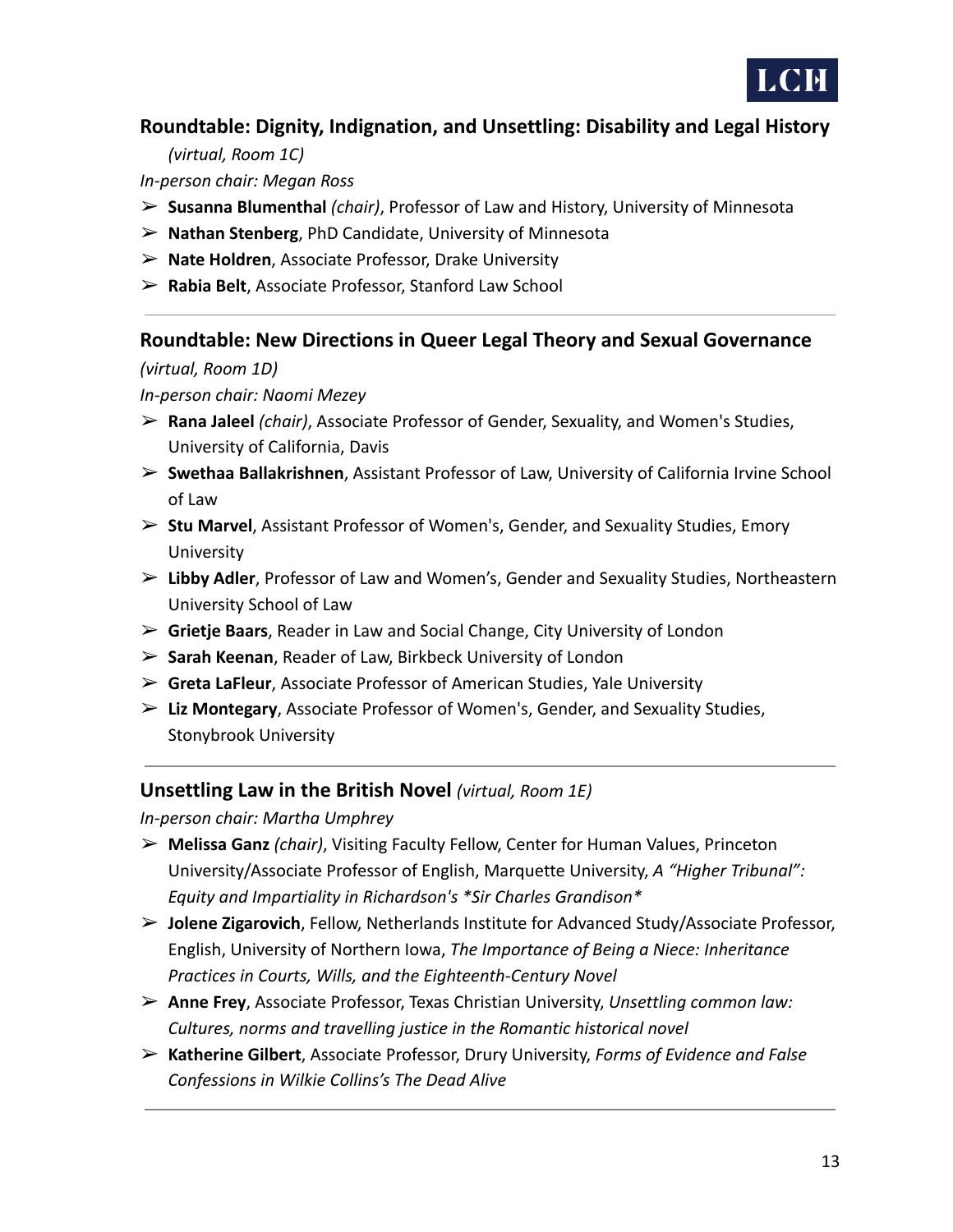## Roundtable: Dignity, Indignation, and Unsettling: Disability and Legal History

*(virtual, Room 1C)*

*In-person chair: Megan Ross*

- **Susanna Blumenthal** *(chair)*, Professor of Law and History, University of Minnesota
- **Nathan Stenberg**, PhD Candidate, University of Minnesota
- **Nate Holdren**, Associate Professor, Drake University
- **Rabia Belt**, Associate Professor, Stanford Law School

---

## Roundtable: New Directions in Queer Legal Theory and Sexual Governance

*(virtual, Room 1D)*

*In-person chair: Naomi Mezey*

- **Rana Jaleel** *(chair)*, Associate Professor of Gender, Sexuality, and Women's Studies, University of California, Davis
- **Swethaa Ballakrishnen**, Assistant Professor of Law, University of California Irvine School of Law
- **Stu Marvel**, Assistant Professor of Women's, Gender, and Sexuality Studies, Emory University
- **Libby Adler**, Professor of Law and Women's, Gender and Sexuality Studies, Northeastern University School of Law
- **Grietje Baars**, Reader in Law and Social Change, City University of London
- **Sarah Keenan**, Reader of Law, Birkbeck University of London
- **Greta LaFleur**, Associate Professor of American Studies, Yale University
- **Liz Montegary**, Associate Professor of Women's, Gender, and Sexuality Studies, Stonybrook University

---

## Unsettling Law in the British Novel *(virtual, Room 1E)*

*In-person chair: Martha Umphrey*

- **Melissa Ganz** *(chair)*, Visiting Faculty Fellow, Center for Human Values, Princeton University/Associate Professor of English, Marquette University, *A "Higher Tribunal": Equity and Impartiality in Richardson's *Sir Charles Grandison**
- **Jolene Zigarovich**, Fellow, Netherlands Institute for Advanced Study/Associate Professor, English, University of Northern Iowa, *The Importance of Being a Niece: Inheritance Practices in Courts, Wills, and the Eighteenth-Century Novel*
- **Anne Frey**, Associate Professor, Texas Christian University, *Unsettling common law: Cultures, norms and travelling justice in the Romantic historical novel*
- **Katherine Gilbert**, Associate Professor, Drury University, *Forms of Evidence and False Confessions in Wilkie Collins's The Dead Alive*

---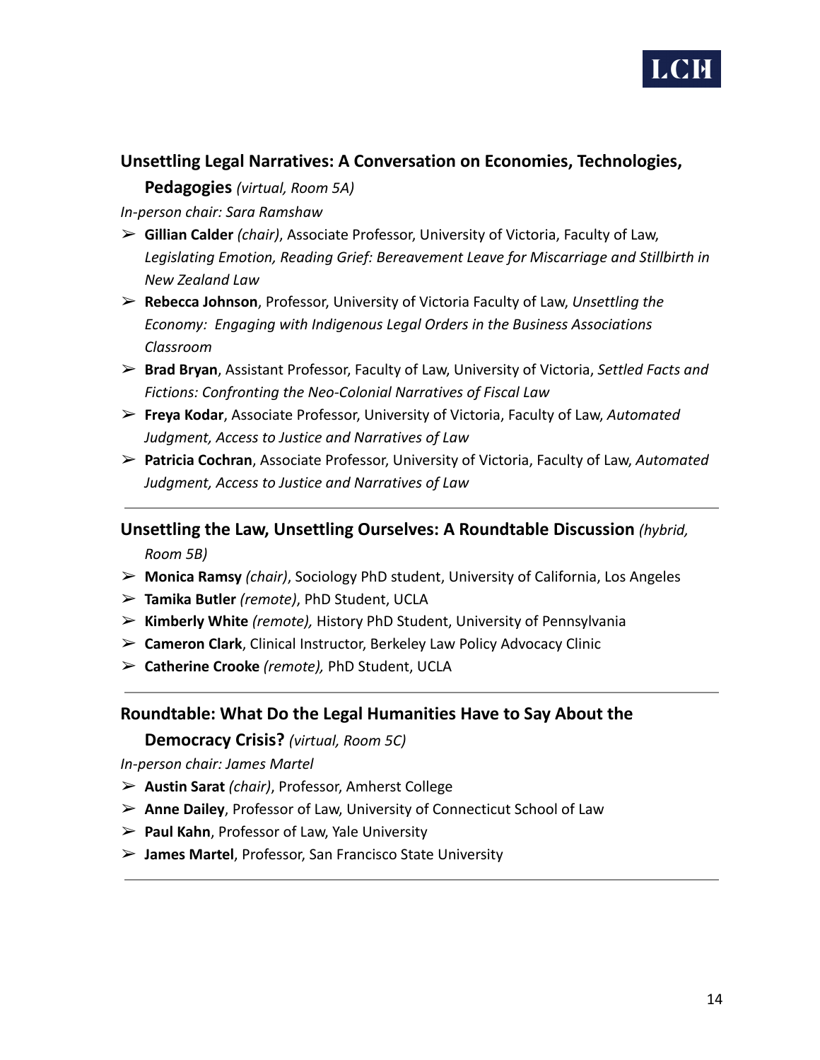### Unsettling Legal Narratives: A Conversation on Economies, Technologies, Pedagogies *(virtual, Room 5A)*

*In-person chair: Sara Ramshaw*

- **Gillian Calder** *(chair)*, Associate Professor, University of Victoria, Faculty of Law, *Legislating Emotion, Reading Grief: Bereavement Leave for Miscarriage and Stillbirth in New Zealand Law*
- **Rebecca Johnson**, Professor, University of Victoria Faculty of Law, *Unsettling the Economy: Engaging with Indigenous Legal Orders in the Business Associations Classroom*
- **Brad Bryan**, Assistant Professor, Faculty of Law, University of Victoria, *Settled Facts and Fictions: Confronting the Neo-Colonial Narratives of Fiscal Law*
- **Freya Kodar**, Associate Professor, University of Victoria, Faculty of Law, *Automated Judgment, Access to Justice and Narratives of Law*
- **Patricia Cochran**, Associate Professor, University of Victoria, Faculty of Law, *Automated Judgment, Access to Justice and Narratives of Law*

---

### Unsettling the Law, Unsettling Ourselves: A Roundtable Discussion *(hybrid, Room 5B)*

- **Monica Ramsy** *(chair)*, Sociology PhD student, University of California, Los Angeles
- **Tamika Butler** *(remote)*, PhD Student, UCLA
- **Kimberly White** *(remote),* History PhD Student, University of Pennsylvania
- **Cameron Clark**, Clinical Instructor, Berkeley Law Policy Advocacy Clinic
- **Catherine Crooke** *(remote),* PhD Student, UCLA

---

### Roundtable: What Do the Legal Humanities Have to Say About the Democracy Crisis? *(virtual, Room 5C)*

*In-person chair: James Martel*

- **Austin Sarat** *(chair)*, Professor, Amherst College
- **Anne Dailey**, Professor of Law, University of Connecticut School of Law
- **Paul Kahn**, Professor of Law, Yale University
- **James Martel**, Professor, San Francisco State University

---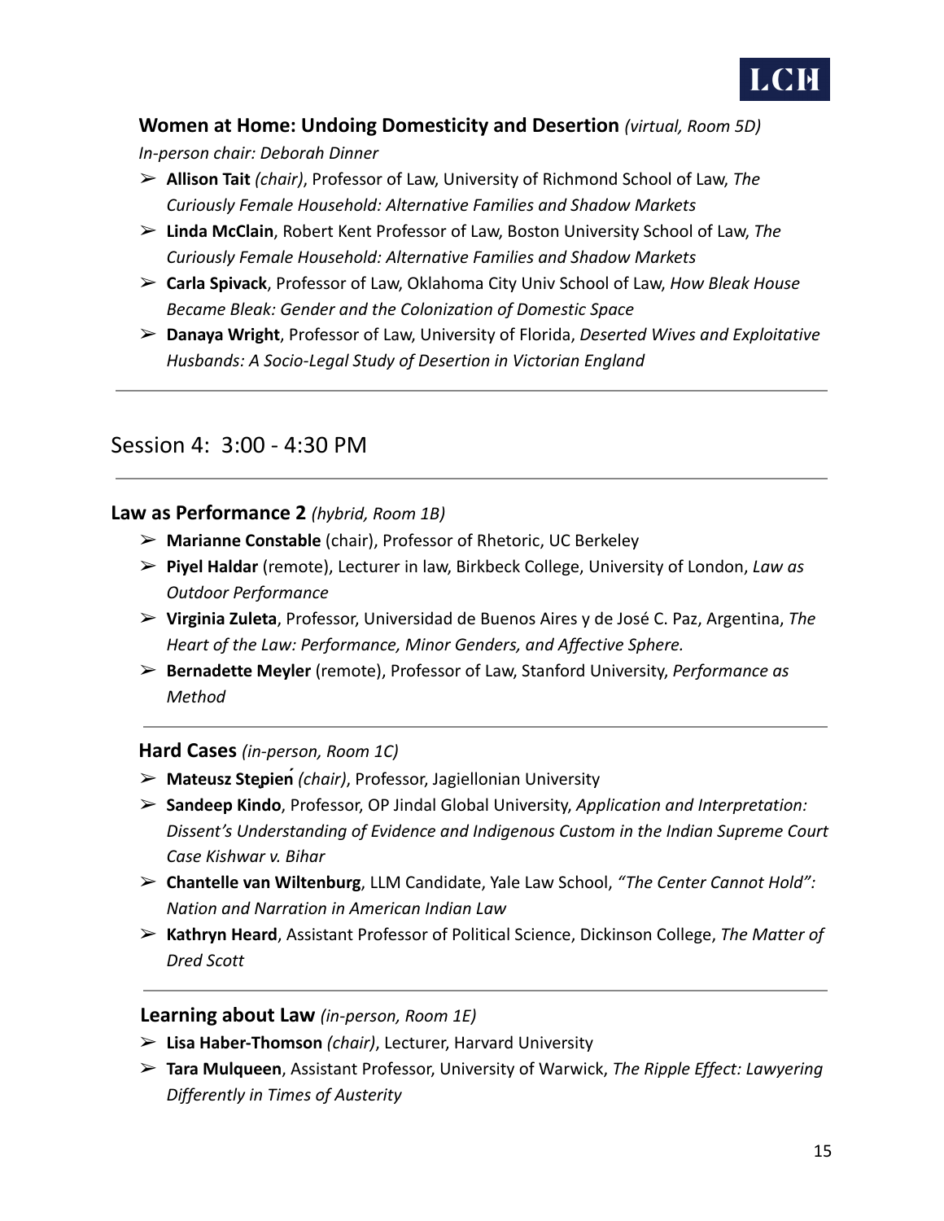**Women at Home: Undoing Domesticity and Desertion** *(virtual, Room 5D)*
*In-person chair: Deborah Dinner*

- **Allison Tait** *(chair)*, Professor of Law, University of Richmond School of Law, *The Curiously Female Household: Alternative Families and Shadow Markets*
- **Linda McClain**, Robert Kent Professor of Law, Boston University School of Law, *The Curiously Female Household: Alternative Families and Shadow Markets*
- **Carla Spivack**, Professor of Law, Oklahoma City Univ School of Law, *How Bleak House Became Bleak: Gender and the Colonization of Domestic Space*
- **Danaya Wright**, Professor of Law, University of Florida, *Deserted Wives and Exploitative Husbands: A Socio-Legal Study of Desertion in Victorian England*

---

## Session 4: 3:00 - 4:30 PM

---

**Law as Performance 2** *(hybrid, Room 1B)*

- **Marianne Constable** (chair), Professor of Rhetoric, UC Berkeley
- **Piyel Haldar** (remote), Lecturer in law, Birkbeck College, University of London, *Law as Outdoor Performance*
- **Virginia Zuleta**, Professor, Universidad de Buenos Aires y de José C. Paz, Argentina, *The Heart of the Law: Performance, Minor Genders, and Affective Sphere.*
- **Bernadette Meyler** (remote), Professor of Law, Stanford University, *Performance as Method*

---

**Hard Cases** *(in-person, Room 1C)*

- **Mateusz Stępień** *(chair)*, Professor, Jagiellonian University
- **Sandeep Kindo**, Professor, OP Jindal Global University, *Application and Interpretation: Dissent's Understanding of Evidence and Indigenous Custom in the Indian Supreme Court Case Kishwar v. Bihar*
- **Chantelle van Wiltenburg**, LLM Candidate, Yale Law School, *"The Center Cannot Hold": Nation and Narration in American Indian Law*
- **Kathryn Heard**, Assistant Professor of Political Science, Dickinson College, *The Matter of Dred Scott*

---

**Learning about Law** *(in-person, Room 1E)*

- **Lisa Haber-Thomson** *(chair)*, Lecturer, Harvard University
- **Tara Mulqueen**, Assistant Professor, University of Warwick, *The Ripple Effect: Lawyering Differently in Times of Austerity*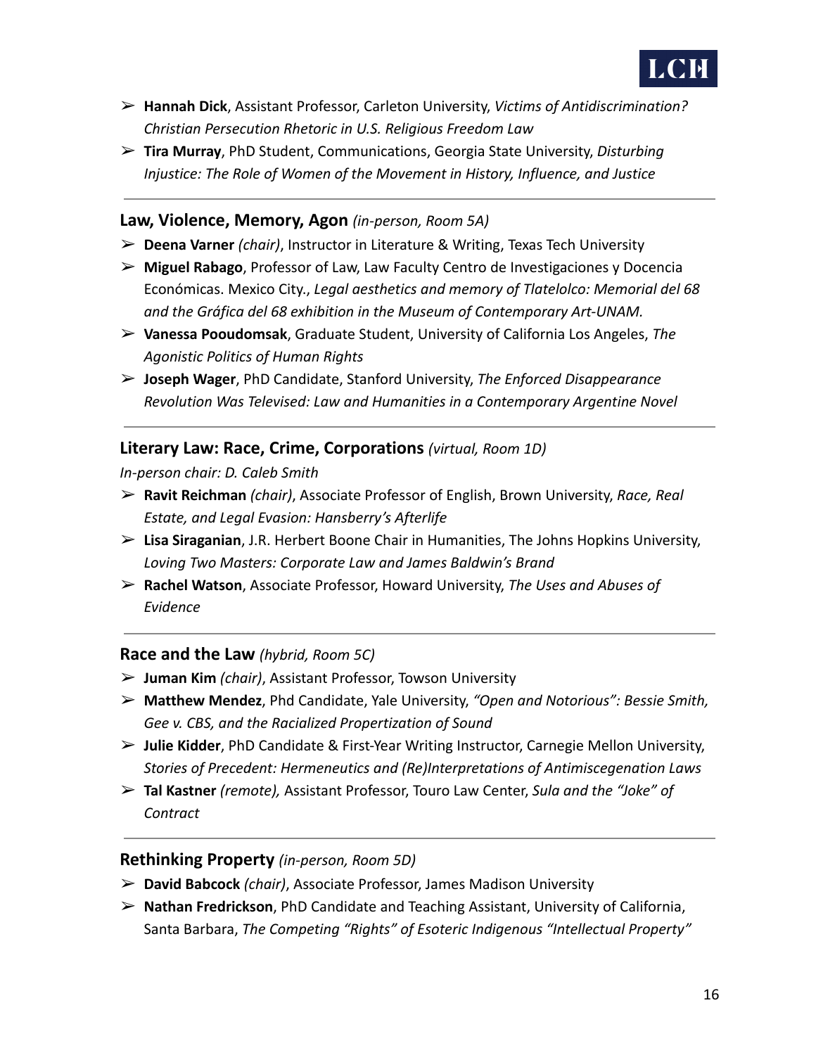- **Hannah Dick**, Assistant Professor, Carleton University, *Victims of Antidiscrimination? Christian Persecution Rhetoric in U.S. Religious Freedom Law*
- **Tira Murray**, PhD Student, Communications, Georgia State University, *Disturbing Injustice: The Role of Women of the Movement in History, Influence, and Justice*

---

### Law, Violence, Memory, Agon *(in-person, Room 5A)*

- **Deena Varner** *(chair)*, Instructor in Literature & Writing, Texas Tech University
- **Miguel Rabago**, Professor of Law, Law Faculty Centro de Investigaciones y Docencia Económicas. Mexico City., *Legal aesthetics and memory of Tlatelolco: Memorial del 68 and the Gráfica del 68 exhibition in the Museum of Contemporary Art-UNAM.*
- **Vanessa Pooudomsak**, Graduate Student, University of California Los Angeles, *The Agonistic Politics of Human Rights*
- **Joseph Wager**, PhD Candidate, Stanford University, *The Enforced Disappearance Revolution Was Televised: Law and Humanities in a Contemporary Argentine Novel*

---

### Literary Law: Race, Crime, Corporations *(virtual, Room 1D)*

*In-person chair: D. Caleb Smith*

- **Ravit Reichman** *(chair)*, Associate Professor of English, Brown University, *Race, Real Estate, and Legal Evasion: Hansberry's Afterlife*
- **Lisa Siraganian**, J.R. Herbert Boone Chair in Humanities, The Johns Hopkins University, *Loving Two Masters: Corporate Law and James Baldwin's Brand*
- **Rachel Watson**, Associate Professor, Howard University, *The Uses and Abuses of Evidence*

---

### Race and the Law *(hybrid, Room 5C)*

- **Juman Kim** *(chair)*, Assistant Professor, Towson University
- **Matthew Mendez**, Phd Candidate, Yale University, *"Open and Notorious": Bessie Smith, Gee v. CBS, and the Racialized Propertization of Sound*
- **Julie Kidder**, PhD Candidate & First-Year Writing Instructor, Carnegie Mellon University, *Stories of Precedent: Hermeneutics and (Re)Interpretations of Antimiscegenation Laws*
- **Tal Kastner** *(remote),* Assistant Professor, Touro Law Center, *Sula and the "Joke" of Contract*

---

### Rethinking Property *(in-person, Room 5D)*

- **David Babcock** *(chair)*, Associate Professor, James Madison University
- **Nathan Fredrickson**, PhD Candidate and Teaching Assistant, University of California, Santa Barbara, *The Competing "Rights" of Esoteric Indigenous "Intellectual Property"*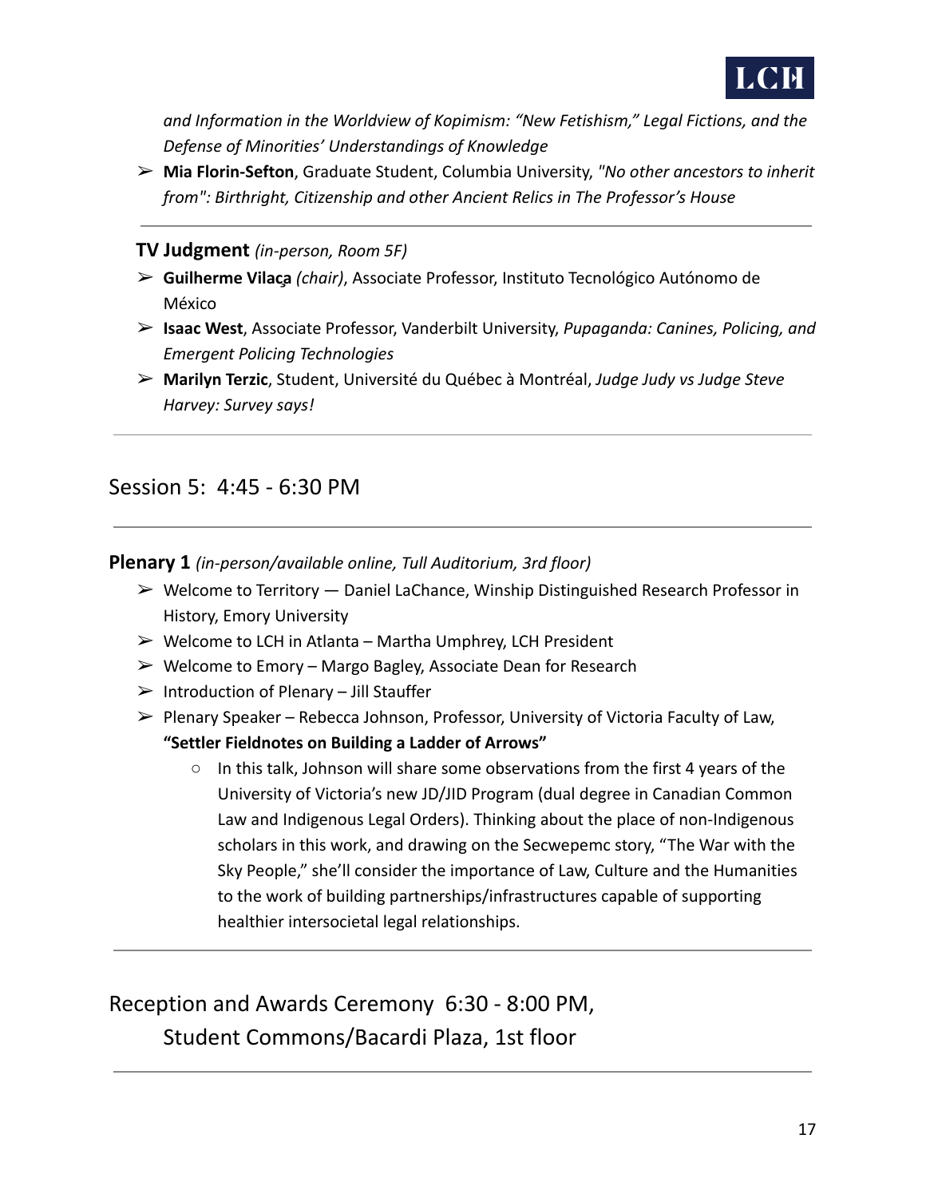*and Information in the Worldview of Kopimism: "New Fetishism," Legal Fictions, and the Defense of Minorities' Understandings of Knowledge*

- **Mia Florin-Sefton**, Graduate Student, Columbia University, *"No other ancestors to inherit from": Birthright, Citizenship and other Ancient Relics in The Professor's House*

---

**TV Judgment** *(in-person, Room 5F)*

- **Guilherme Vilaça** *(chair)*, Associate Professor, Instituto Tecnológico Autónomo de México
- **Isaac West**, Associate Professor, Vanderbilt University, *Pupaganda: Canines, Policing, and Emergent Policing Technologies*
- **Marilyn Terzic**, Student, Université du Québec à Montréal, *Judge Judy vs Judge Steve Harvey: Survey says!*

---

## Session 5: 4:45 - 6:30 PM

---

**Plenary 1** *(in-person/available online, Tull Auditorium, 3rd floor)*

- Welcome to Territory — Daniel LaChance, Winship Distinguished Research Professor in History, Emory University
- Welcome to LCH in Atlanta – Martha Umphrey, LCH President
- Welcome to Emory – Margo Bagley, Associate Dean for Research
- Introduction of Plenary – Jill Stauffer
- Plenary Speaker – Rebecca Johnson, Professor, University of Victoria Faculty of Law, **"Settler Fieldnotes on Building a Ladder of Arrows"**
  - In this talk, Johnson will share some observations from the first 4 years of the University of Victoria's new JD/JID Program (dual degree in Canadian Common Law and Indigenous Legal Orders). Thinking about the place of non-Indigenous scholars in this work, and drawing on the Secwepemc story, "The War with the Sky People," she'll consider the importance of Law, Culture and the Humanities to the work of building partnerships/infrastructures capable of supporting healthier intersocietal legal relationships.

---

## Reception and Awards Ceremony 6:30 - 8:00 PM, Student Commons/Bacardi Plaza, 1st floor

---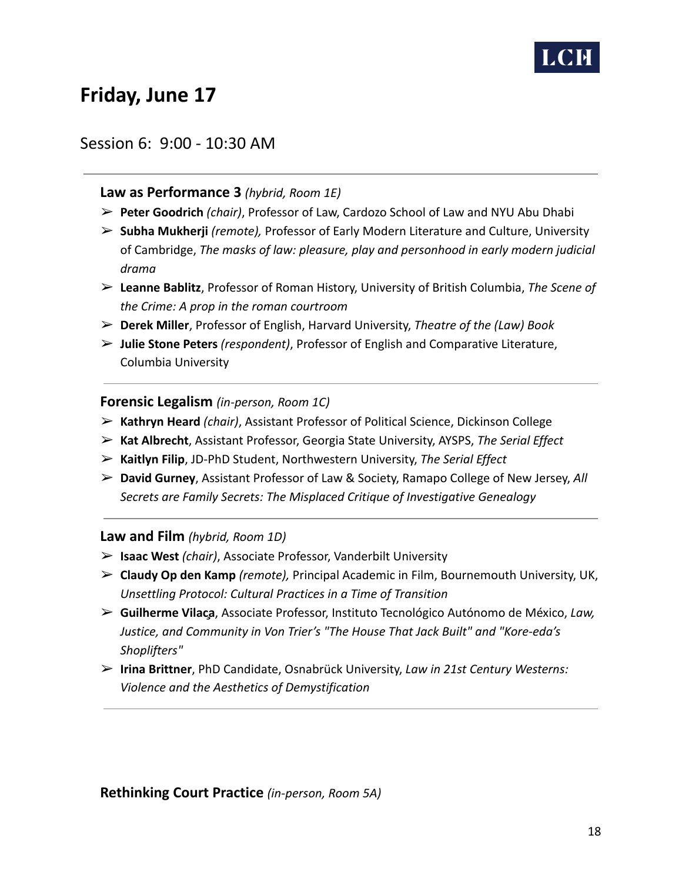## Friday, June 17

### Session 6: 9:00 - 10:30 AM

---

**Law as Performance 3** *(hybrid, Room 1E)*

- **Peter Goodrich** *(chair)*, Professor of Law, Cardozo School of Law and NYU Abu Dhabi
- **Subha Mukherji** *(remote),* Professor of Early Modern Literature and Culture, University of Cambridge, *The masks of law: pleasure, play and personhood in early modern judicial drama*
- **Leanne Bablitz**, Professor of Roman History, University of British Columbia, *The Scene of the Crime: A prop in the roman courtroom*
- **Derek Miller**, Professor of English, Harvard University, *Theatre of the (Law) Book*
- **Julie Stone Peters** *(respondent)*, Professor of English and Comparative Literature, Columbia University

---

**Forensic Legalism** *(in-person, Room 1C)*

- **Kathryn Heard** *(chair)*, Assistant Professor of Political Science, Dickinson College
- **Kat Albrecht**, Assistant Professor, Georgia State University, AYSPS, *The Serial Effect*
- **Kaitlyn Filip**, JD-PhD Student, Northwestern University, *The Serial Effect*
- **David Gurney**, Assistant Professor of Law & Society, Ramapo College of New Jersey, *All Secrets are Family Secrets: The Misplaced Critique of Investigative Genealogy*

---

**Law and Film** *(hybrid, Room 1D)*

- **Isaac West** *(chair)*, Associate Professor, Vanderbilt University
- **Claudy Op den Kamp** *(remote),* Principal Academic in Film, Bournemouth University, UK, *Unsettling Protocol: Cultural Practices in a Time of Transition*
- **Guilherme Vilaça**, Associate Professor, Instituto Tecnológico Autónomo de México, *Law, Justice, and Community in Von Trier's "The House That Jack Built" and "Kore-eda's Shoplifters"*
- **Irina Brittner**, PhD Candidate, Osnabrück University, *Law in 21st Century Westerns: Violence and the Aesthetics of Demystification*

---

**Rethinking Court Practice** *(in-person, Room 5A)*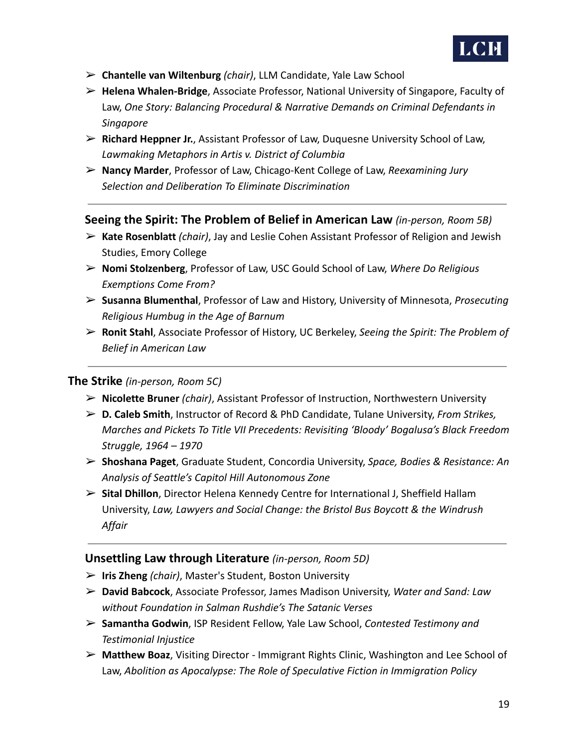- **Chantelle van Wiltenburg** *(chair)*, LLM Candidate, Yale Law School
- **Helena Whalen-Bridge**, Associate Professor, National University of Singapore, Faculty of Law, *One Story: Balancing Procedural & Narrative Demands on Criminal Defendants in Singapore*
- **Richard Heppner Jr.**, Assistant Professor of Law, Duquesne University School of Law, *Lawmaking Metaphors in Artis v. District of Columbia*
- **Nancy Marder**, Professor of Law, Chicago-Kent College of Law, *Reexamining Jury Selection and Deliberation To Eliminate Discrimination*

---

### Seeing the Spirit: The Problem of Belief in American Law *(in-person, Room 5B)*

- **Kate Rosenblatt** *(chair)*, Jay and Leslie Cohen Assistant Professor of Religion and Jewish Studies, Emory College
- **Nomi Stolzenberg**, Professor of Law, USC Gould School of Law, *Where Do Religious Exemptions Come From?*
- **Susanna Blumenthal**, Professor of Law and History, University of Minnesota, *Prosecuting Religious Humbug in the Age of Barnum*
- **Ronit Stahl**, Associate Professor of History, UC Berkeley, *Seeing the Spirit: The Problem of Belief in American Law*

---

### The Strike *(in-person, Room 5C)*

- **Nicolette Bruner** *(chair)*, Assistant Professor of Instruction, Northwestern University
- **D. Caleb Smith**, Instructor of Record & PhD Candidate, Tulane University, *From Strikes, Marches and Pickets To Title VII Precedents: Revisiting 'Bloody' Bogalusa's Black Freedom Struggle, 1964 – 1970*
- **Shoshana Paget**, Graduate Student, Concordia University, *Space, Bodies & Resistance: An Analysis of Seattle's Capitol Hill Autonomous Zone*
- **Sital Dhillon**, Director Helena Kennedy Centre for International J, Sheffield Hallam University, *Law, Lawyers and Social Change: the Bristol Bus Boycott & the Windrush Affair*

---

### Unsettling Law through Literature *(in-person, Room 5D)*

- **Iris Zheng** *(chair)*, Master's Student, Boston University
- **David Babcock**, Associate Professor, James Madison University, *Water and Sand: Law without Foundation in Salman Rushdie's The Satanic Verses*
- **Samantha Godwin**, ISP Resident Fellow, Yale Law School, *Contested Testimony and Testimonial Injustice*
- **Matthew Boaz**, Visiting Director - Immigrant Rights Clinic, Washington and Lee School of Law, *Abolition as Apocalypse: The Role of Speculative Fiction in Immigration Policy*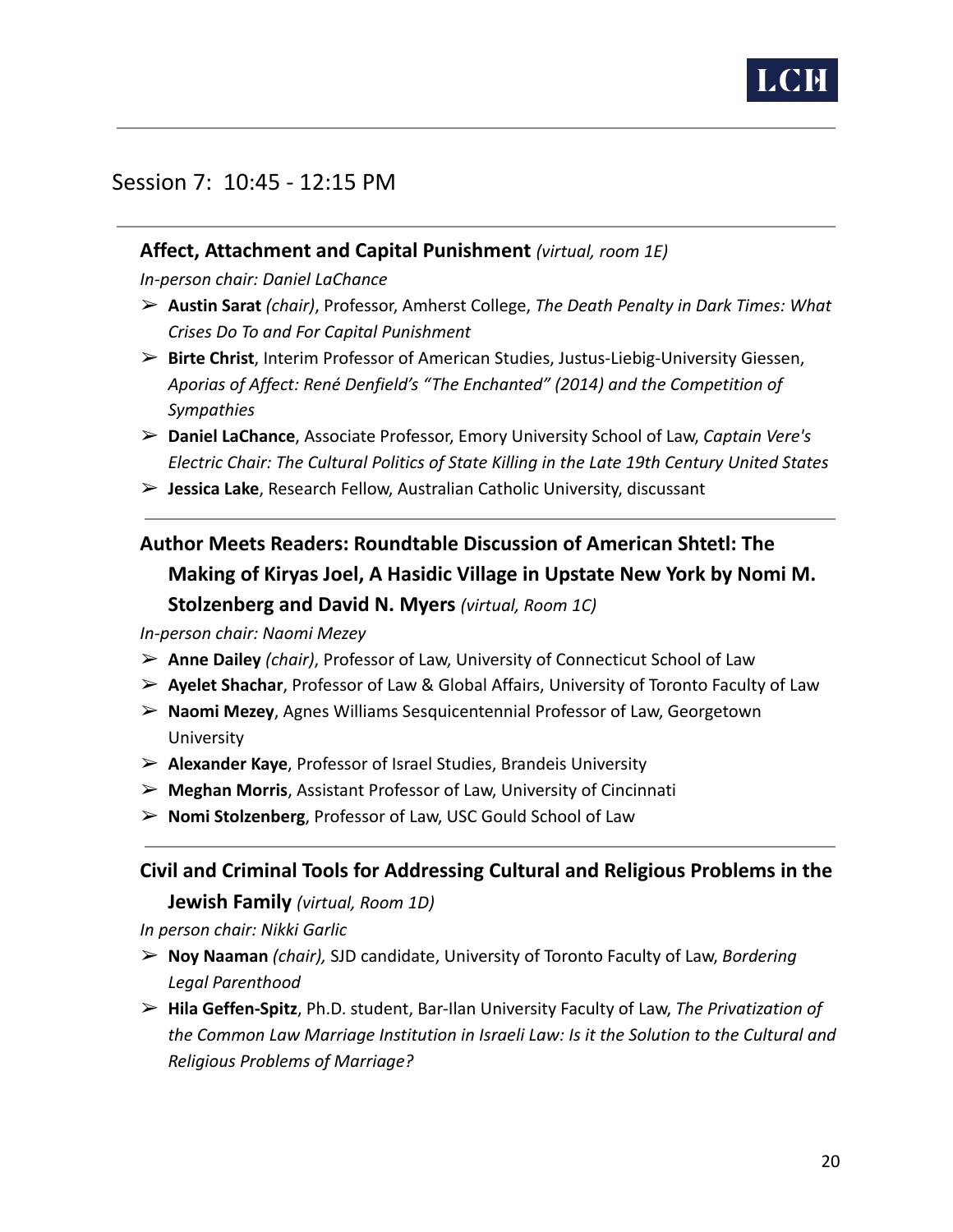## Session 7: 10:45 - 12:15 PM

### Affect, Attachment and Capital Punishment *(virtual, room 1E)*

*In-person chair: Daniel LaChance*

- **Austin Sarat** *(chair)*, Professor, Amherst College, *The Death Penalty in Dark Times: What Crises Do To and For Capital Punishment*
- **Birte Christ**, Interim Professor of American Studies, Justus-Liebig-University Giessen, *Aporias of Affect: René Denfield's "The Enchanted" (2014) and the Competition of Sympathies*
- **Daniel LaChance**, Associate Professor, Emory University School of Law, *Captain Vere's Electric Chair: The Cultural Politics of State Killing in the Late 19th Century United States*
- **Jessica Lake**, Research Fellow, Australian Catholic University, discussant

### Author Meets Readers: Roundtable Discussion of American Shtetl: The Making of Kiryas Joel, A Hasidic Village in Upstate New York by Nomi M. Stolzenberg and David N. Myers *(virtual, Room 1C)*

*In-person chair: Naomi Mezey*

- **Anne Dailey** *(chair)*, Professor of Law, University of Connecticut School of Law
- **Ayelet Shachar**, Professor of Law & Global Affairs, University of Toronto Faculty of Law
- **Naomi Mezey**, Agnes Williams Sesquicentennial Professor of Law, Georgetown University
- **Alexander Kaye**, Professor of Israel Studies, Brandeis University
- **Meghan Morris**, Assistant Professor of Law, University of Cincinnati
- **Nomi Stolzenberg**, Professor of Law, USC Gould School of Law

### Civil and Criminal Tools for Addressing Cultural and Religious Problems in the Jewish Family *(virtual, Room 1D)*

*In person chair: Nikki Garlic*

- **Noy Naaman** *(chair),* SJD candidate, University of Toronto Faculty of Law, *Bordering Legal Parenthood*
- **Hila Geffen-Spitz**, Ph.D. student, Bar-Ilan University Faculty of Law, *The Privatization of the Common Law Marriage Institution in Israeli Law: Is it the Solution to the Cultural and Religious Problems of Marriage?*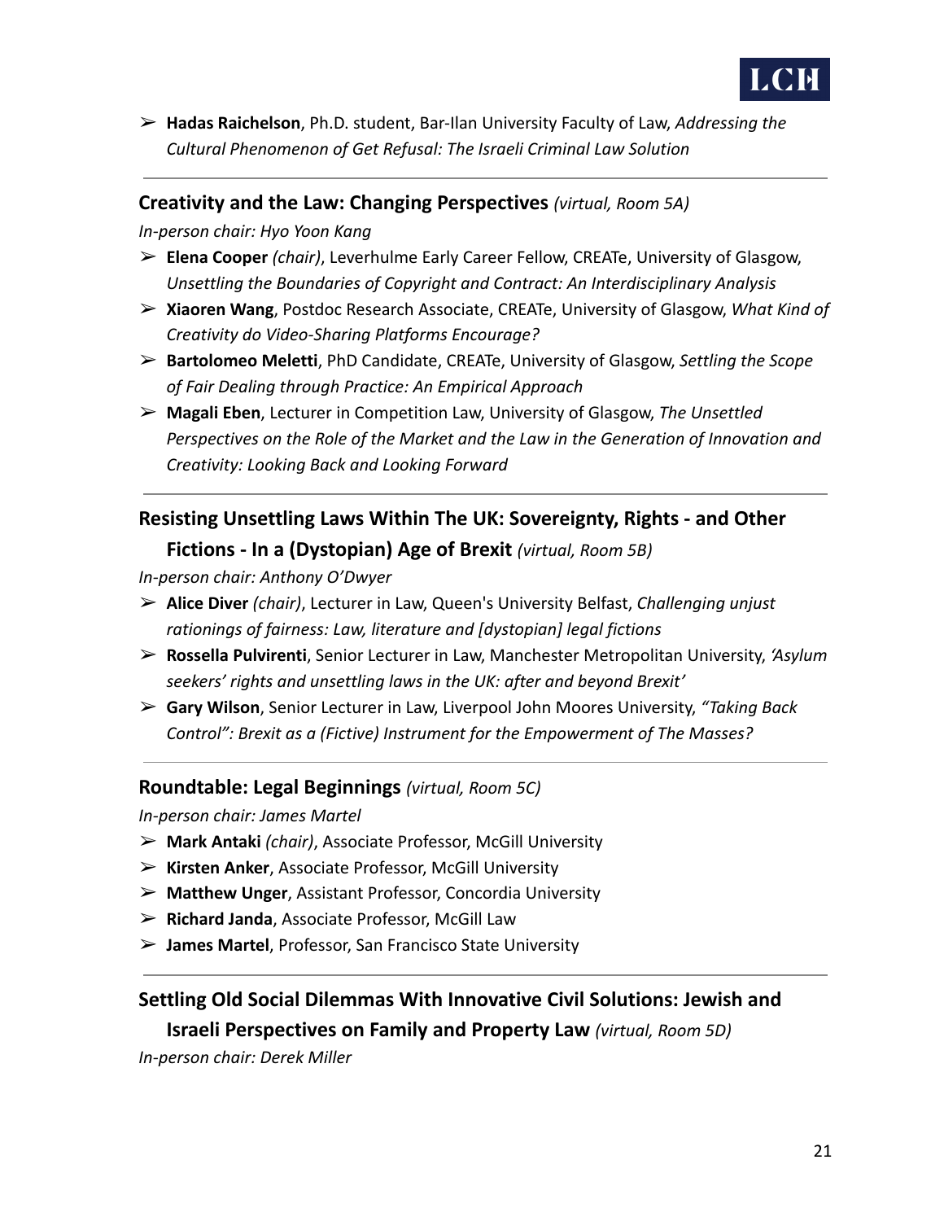- **Hadas Raichelson**, Ph.D. student, Bar-Ilan University Faculty of Law, *Addressing the Cultural Phenomenon of Get Refusal: The Israeli Criminal Law Solution*

---

### Creativity and the Law: Changing Perspectives *(virtual, Room 5A)*

*In-person chair: Hyo Yoon Kang*

- **Elena Cooper** *(chair)*, Leverhulme Early Career Fellow, CREATe, University of Glasgow, *Unsettling the Boundaries of Copyright and Contract: An Interdisciplinary Analysis*
- **Xiaoren Wang**, Postdoc Research Associate, CREATe, University of Glasgow, *What Kind of Creativity do Video-Sharing Platforms Encourage?*
- **Bartolomeo Meletti**, PhD Candidate, CREATe, University of Glasgow, *Settling the Scope of Fair Dealing through Practice: An Empirical Approach*
- **Magali Eben**, Lecturer in Competition Law, University of Glasgow, *The Unsettled Perspectives on the Role of the Market and the Law in the Generation of Innovation and Creativity: Looking Back and Looking Forward*

---

### Resisting Unsettling Laws Within The UK: Sovereignty, Rights - and Other Fictions - In a (Dystopian) Age of Brexit *(virtual, Room 5B)*

*In-person chair: Anthony O'Dwyer*

- **Alice Diver** *(chair)*, Lecturer in Law, Queen's University Belfast, *Challenging unjust rationings of fairness: Law, literature and [dystopian] legal fictions*
- **Rossella Pulvirenti**, Senior Lecturer in Law, Manchester Metropolitan University, *'Asylum seekers' rights and unsettling laws in the UK: after and beyond Brexit'*
- **Gary Wilson**, Senior Lecturer in Law, Liverpool John Moores University, *"Taking Back Control": Brexit as a (Fictive) Instrument for the Empowerment of The Masses?*

---

### Roundtable: Legal Beginnings *(virtual, Room 5C)*

*In-person chair: James Martel*

- **Mark Antaki** *(chair)*, Associate Professor, McGill University
- **Kirsten Anker**, Associate Professor, McGill University
- **Matthew Unger**, Assistant Professor, Concordia University
- **Richard Janda**, Associate Professor, McGill Law
- **James Martel**, Professor, San Francisco State University

---

### Settling Old Social Dilemmas With Innovative Civil Solutions: Jewish and Israeli Perspectives on Family and Property Law *(virtual, Room 5D)*

*In-person chair: Derek Miller*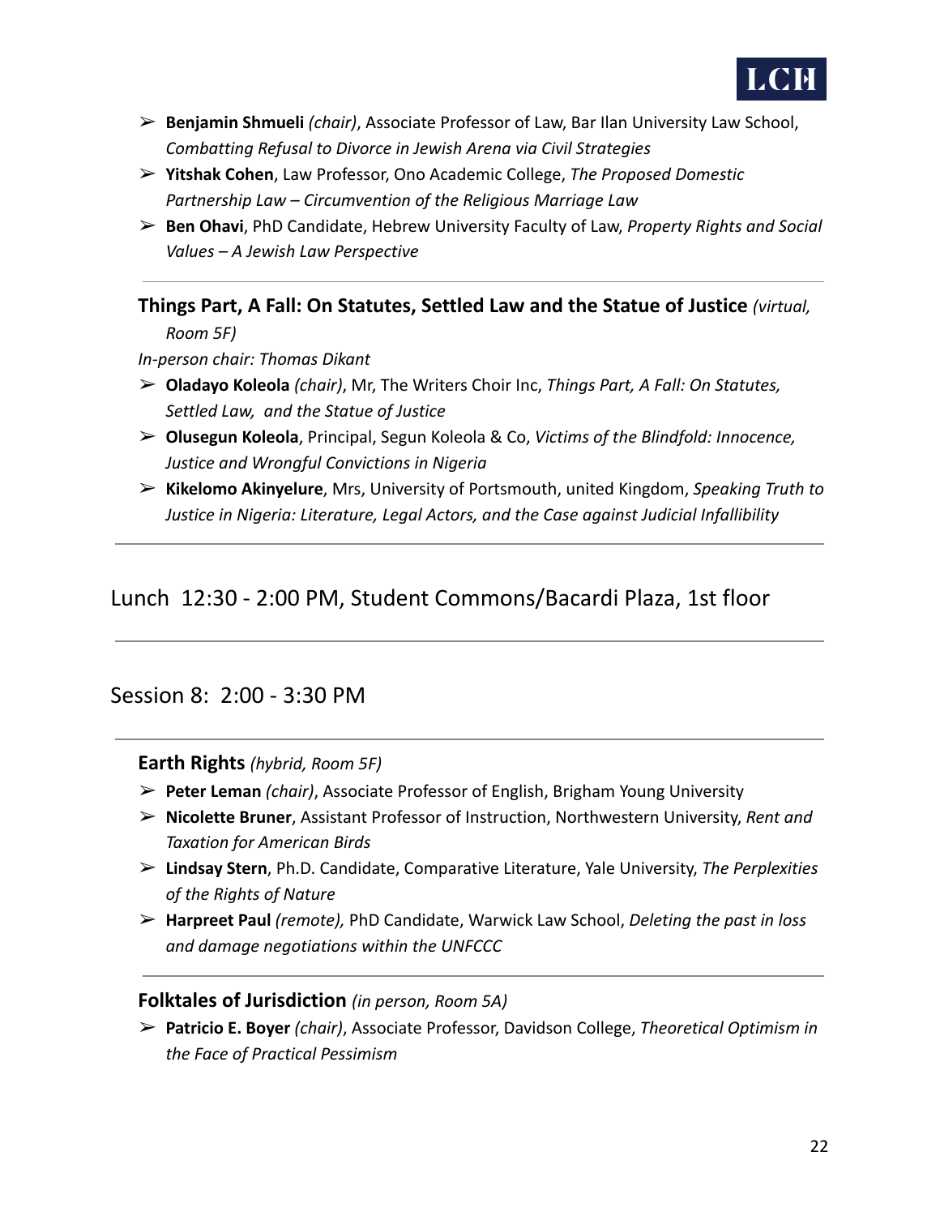- **Benjamin Shmueli** *(chair)*, Associate Professor of Law, Bar Ilan University Law School, *Combatting Refusal to Divorce in Jewish Arena via Civil Strategies*
- **Yitshak Cohen**, Law Professor, Ono Academic College, *The Proposed Domestic Partnership Law – Circumvention of the Religious Marriage Law*
- **Ben Ohavi**, PhD Candidate, Hebrew University Faculty of Law, *Property Rights and Social Values – A Jewish Law Perspective*

---

**Things Part, A Fall: On Statutes, Settled Law and the Statue of Justice** *(virtual, Room 5F)*

*In-person chair: Thomas Dikant*

- **Oladayo Koleola** *(chair)*, Mr, The Writers Choir Inc, *Things Part, A Fall: On Statutes, Settled Law, and the Statue of Justice*
- **Olusegun Koleola**, Principal, Segun Koleola & Co, *Victims of the Blindfold: Innocence, Justice and Wrongful Convictions in Nigeria*
- **Kikelomo Akinyelure**, Mrs, University of Portsmouth, united Kingdom, *Speaking Truth to Justice in Nigeria: Literature, Legal Actors, and the Case against Judicial Infallibility*

---

## Lunch 12:30 - 2:00 PM, Student Commons/Bacardi Plaza, 1st floor

---

## Session 8: 2:00 - 3:30 PM

---

**Earth Rights** *(hybrid, Room 5F)*

- **Peter Leman** *(chair)*, Associate Professor of English, Brigham Young University
- **Nicolette Bruner**, Assistant Professor of Instruction, Northwestern University, *Rent and Taxation for American Birds*
- **Lindsay Stern**, Ph.D. Candidate, Comparative Literature, Yale University, *The Perplexities of the Rights of Nature*
- **Harpreet Paul** *(remote),* PhD Candidate, Warwick Law School, *Deleting the past in loss and damage negotiations within the UNFCCC*

---

**Folktales of Jurisdiction** *(in person, Room 5A)*

- **Patricio E. Boyer** *(chair)*, Associate Professor, Davidson College, *Theoretical Optimism in the Face of Practical Pessimism*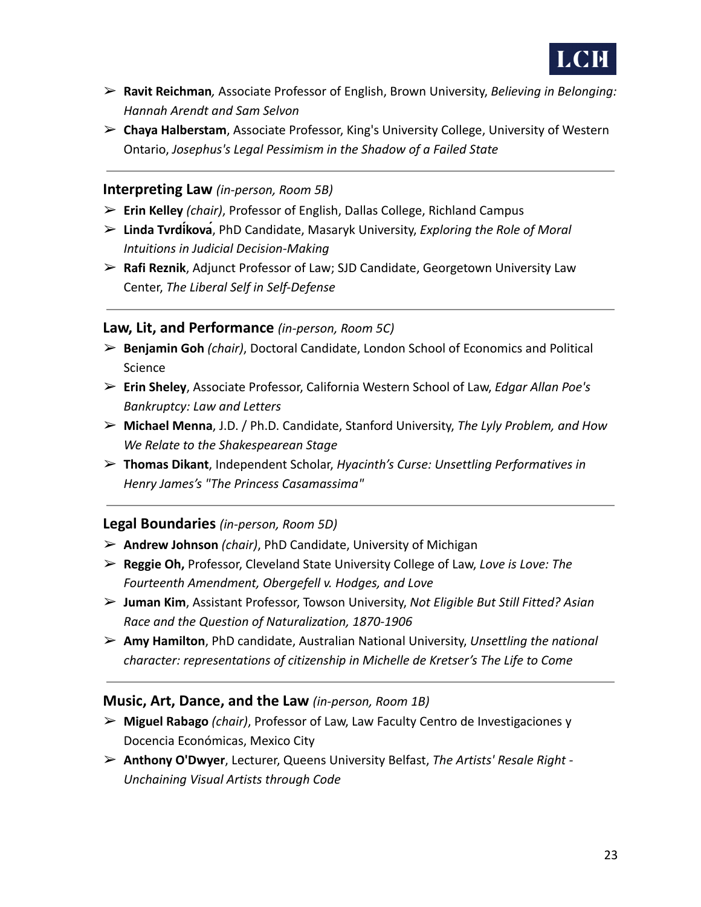- **Ravit Reichman***,* Associate Professor of English, Brown University, *Believing in Belonging: Hannah Arendt and Sam Selvon*
- **Chaya Halberstam**, Associate Professor, King's University College, University of Western Ontario, *Josephus's Legal Pessimism in the Shadow of a Failed State*

---

### Interpreting Law *(in-person, Room 5B)*

- **Erin Kelley** *(chair)*, Professor of English, Dallas College, Richland Campus
- **Linda Tvrdíková**, PhD Candidate, Masaryk University, *Exploring the Role of Moral Intuitions in Judicial Decision-Making*
- **Rafi Reznik**, Adjunct Professor of Law; SJD Candidate, Georgetown University Law Center, *The Liberal Self in Self-Defense*

---

### Law, Lit, and Performance *(in-person, Room 5C)*

- **Benjamin Goh** *(chair)*, Doctoral Candidate, London School of Economics and Political Science
- **Erin Sheley**, Associate Professor, California Western School of Law, *Edgar Allan Poe's Bankruptcy: Law and Letters*
- **Michael Menna**, J.D. / Ph.D. Candidate, Stanford University, *The Lyly Problem, and How We Relate to the Shakespearean Stage*
- **Thomas Dikant**, Independent Scholar, *Hyacinth's Curse: Unsettling Performatives in Henry James's "The Princess Casamassima"*

---

### Legal Boundaries *(in-person, Room 5D)*

- **Andrew Johnson** *(chair)*, PhD Candidate, University of Michigan
- **Reggie Oh,** Professor, Cleveland State University College of Law, *Love is Love: The Fourteenth Amendment, Obergefell v. Hodges, and Love*
- **Juman Kim**, Assistant Professor, Towson University, *Not Eligible But Still Fitted? Asian Race and the Question of Naturalization, 1870-1906*
- **Amy Hamilton**, PhD candidate, Australian National University, *Unsettling the national character: representations of citizenship in Michelle de Kretser's The Life to Come*

---

### Music, Art, Dance, and the Law *(in-person, Room 1B)*

- **Miguel Rabago** *(chair)*, Professor of Law, Law Faculty Centro de Investigaciones y Docencia Económicas, Mexico City
- **Anthony O'Dwyer**, Lecturer, Queens University Belfast, *The Artists' Resale Right - Unchaining Visual Artists through Code*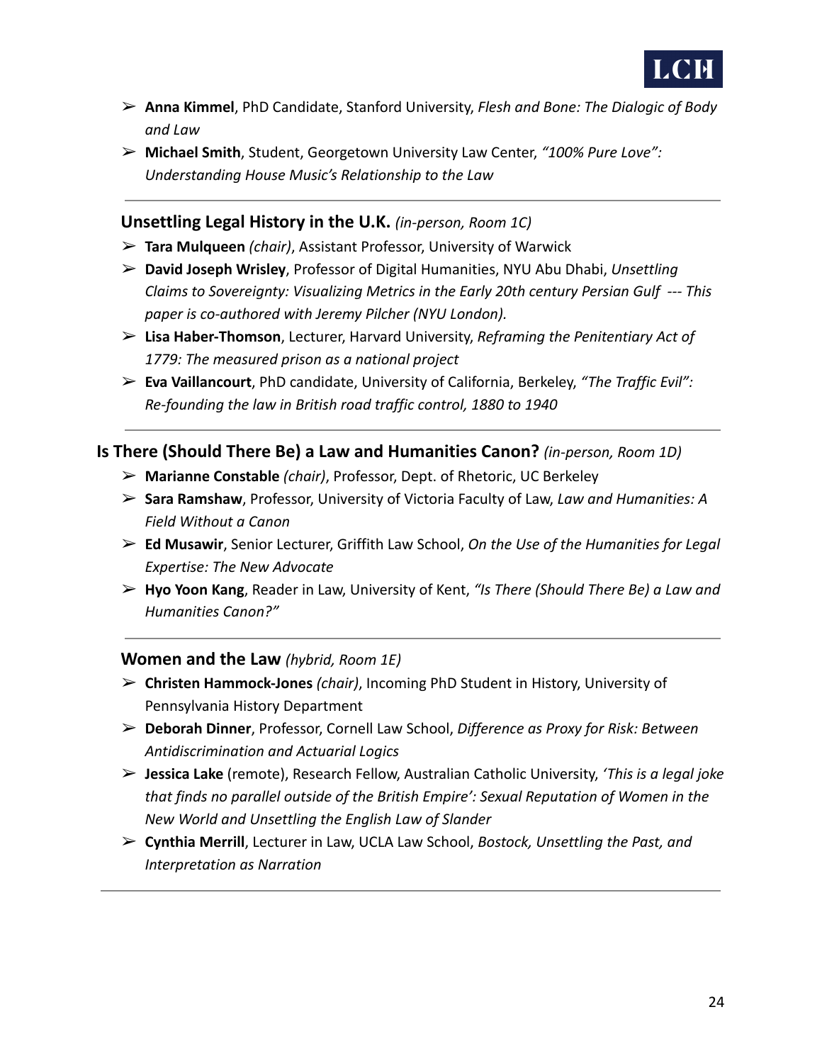- **Anna Kimmel**, PhD Candidate, Stanford University, *Flesh and Bone: The Dialogic of Body and Law*
- **Michael Smith**, Student, Georgetown University Law Center, *"100% Pure Love": Understanding House Music's Relationship to the Law*

---

### Unsettling Legal History in the U.K. *(in-person, Room 1C)*

- **Tara Mulqueen** *(chair)*, Assistant Professor, University of Warwick
- **David Joseph Wrisley**, Professor of Digital Humanities, NYU Abu Dhabi, *Unsettling Claims to Sovereignty: Visualizing Metrics in the Early 20th century Persian Gulf --- This paper is co-authored with Jeremy Pilcher (NYU London).*
- **Lisa Haber-Thomson**, Lecturer, Harvard University, *Reframing the Penitentiary Act of 1779: The measured prison as a national project*
- **Eva Vaillancourt**, PhD candidate, University of California, Berkeley, *"The Traffic Evil": Re-founding the law in British road traffic control, 1880 to 1940*

---

### Is There (Should There Be) a Law and Humanities Canon? *(in-person, Room 1D)*

- **Marianne Constable** *(chair)*, Professor, Dept. of Rhetoric, UC Berkeley
- **Sara Ramshaw**, Professor, University of Victoria Faculty of Law, *Law and Humanities: A Field Without a Canon*
- **Ed Musawir**, Senior Lecturer, Griffith Law School, *On the Use of the Humanities for Legal Expertise: The New Advocate*
- **Hyo Yoon Kang**, Reader in Law, University of Kent, *"Is There (Should There Be) a Law and Humanities Canon?"*

---

### Women and the Law *(hybrid, Room 1E)*

- **Christen Hammock-Jones** *(chair)*, Incoming PhD Student in History, University of Pennsylvania History Department
- **Deborah Dinner**, Professor, Cornell Law School, *Difference as Proxy for Risk: Between Antidiscrimination and Actuarial Logics*
- **Jessica Lake** (remote), Research Fellow, Australian Catholic University, *'This is a legal joke that finds no parallel outside of the British Empire': Sexual Reputation of Women in the New World and Unsettling the English Law of Slander*
- **Cynthia Merrill**, Lecturer in Law, UCLA Law School, *Bostock, Unsettling the Past, and Interpretation as Narration*

---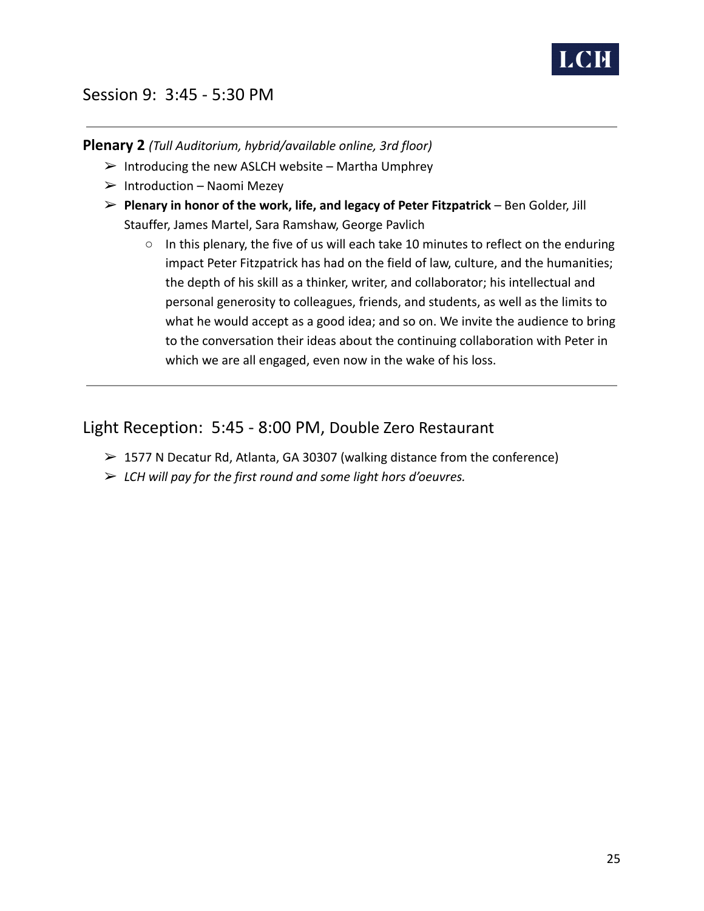## Session 9: 3:45 - 5:30 PM

**Plenary 2** *(Tull Auditorium, hybrid/available online, 3rd floor)*

- Introducing the new ASLCH website – Martha Umphrey
- Introduction – Naomi Mezey
- **Plenary in honor of the work, life, and legacy of Peter Fitzpatrick** – Ben Golder, Jill Stauffer, James Martel, Sara Ramshaw, George Pavlich
  - In this plenary, the five of us will each take 10 minutes to reflect on the enduring impact Peter Fitzpatrick has had on the field of law, culture, and the humanities; the depth of his skill as a thinker, writer, and collaborator; his intellectual and personal generosity to colleagues, friends, and students, as well as the limits to what he would accept as a good idea; and so on. We invite the audience to bring to the conversation their ideas about the continuing collaboration with Peter in which we are all engaged, even now in the wake of his loss.

## Light Reception: 5:45 - 8:00 PM, Double Zero Restaurant

- 1577 N Decatur Rd, Atlanta, GA 30307 (walking distance from the conference)
- *LCH will pay for the first round and some light hors d'oeuvres.*